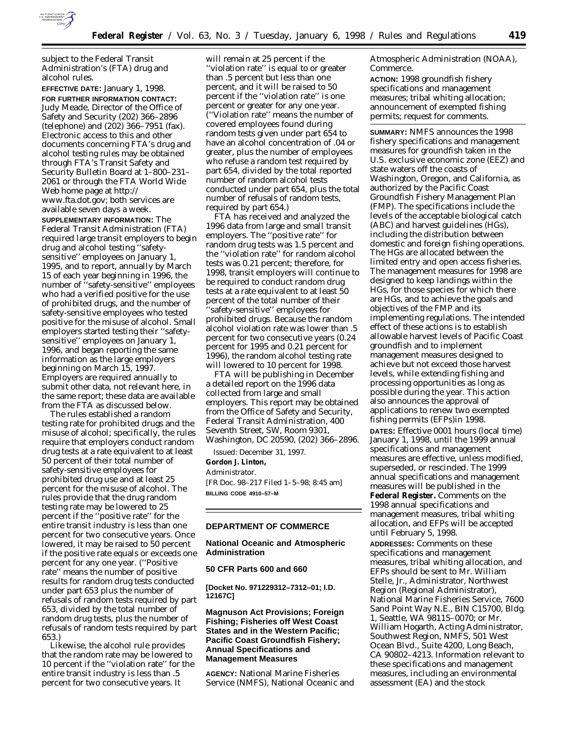subject to the Federal Transit Administration's (FTA) drug and alcohol rules.

**EFFECTIVE DATE:** January 1, 1998.

**FOR FURTHER INFORMATION CONTACT:** Judy Meade, Director of the Office of Safety and Security (202) 366–2896 (telephone) and (202) 366–7951 (fax). Electronic access to this and other documents concerning FTA's drug and alcohol testing rules may be obtained through FTA's Transit Safety and Security Bulletin Board at 1–800–231–2061 or through the FTA World Wide Web home page at http://www.fta.dot.gov; both services are available seven days a week.

**SUPPLEMENTARY INFORMATION:** The Federal Transit Administration (FTA) required large transit employers to begin drug and alcohol testing ''safety-sensitive'' employees on January 1, 1995, and to report, annually by March 15 of each year beginning in 1996, the number of ''safety-sensitive'' employees who had a verified positive for the use of prohibited drugs, and the number of safety-sensitive employees who tested positive for the misuse of alcohol. Small employers started testing their ''safety-sensitive'' employees on January 1, 1996, and began reporting the same information as the large employers beginning on March 15, 1997. Employers are required annually to submit other data, not relevant here, in the same report; these data are available from the FTA as discussed below.

The rules established a random testing rate for prohibited drugs and the misuse of alcohol; specifically, the rules require that employers conduct random drug tests at a rate equivalent to at least 50 percent of their total number of safety-sensitive employees for prohibited drug use and at least 25 percent for the misuse of alcohol. The rules provide that the drug random testing rate may be lowered to 25 percent if the ''positive rate'' for the entire transit industry is less than one percent for two consecutive years. Once lowered, it may be raised to 50 percent if the positive rate equals or exceeds one percent for any one year. (''Positive rate'' means the number of positive results for random drug tests conducted under part 653 plus the number of refusals of random tests required by part 653, divided by the total number of random drug tests, plus the number of refusals of random tests required by part 653.)

Likewise, the alcohol rule provides that the random rate may be lowered to 10 percent if the ''violation rate'' for the entire transit industry is less than .5 percent for two consecutive years. It will remain at 25 percent if the ''violation rate'' is equal to or greater than .5 percent but less than one percent, and it will be raised to 50 percent if the ''violation rate'' is one percent or greater for any one year. (''Violation rate'' means the number of covered employees found during random tests given under part 654 to have an alcohol concentration of .04 or greater, plus the number of employees who refuse a random test required by part 654, divided by the total reported number of random alcohol tests conducted under part 654, plus the total number of refusals of random tests, required by part 654.)

FTA has received and analyzed the 1996 data from large and small transit employers. The ''positive rate'' for random drug tests was 1.5 percent and the ''violation rate'' for random alcohol tests was 0.21 percent; therefore, for 1998, transit employers will continue to be required to conduct random drug tests at a rate equivalent to at least 50 percent of the total number of their ''safety-sensitive'' employees for prohibited drugs. Because the random alcohol violation rate was lower than .5 percent for two consecutive years (0.24 percent for 1995 and 0.21 percent for 1996), the random alcohol testing rate will lowered to 10 percent for 1998.

FTA will be publishing in December a detailed report on the 1996 data collected from large and small employers. This report may be obtained from the Office of Safety and Security, Federal Transit Administration, 400 Seventh Street, SW, Room 9301, Washington, DC 20590, (202) 366–2896.

Issued: December 31, 1997.

**Gordon J. Linton,**

*Administrator.*

[FR Doc. 98–217 Filed 1–5–98; 8:45 am]

**BILLING CODE 4910–57–M**

---

## DEPARTMENT OF COMMERCE

### National Oceanic and Atmospheric Administration

### 50 CFR Parts 600 and 660

**[Docket No. 971229312–7312–01; I.D. 12167C]**

### Magnuson Act Provisions; Foreign Fishing; Fisheries off West Coast States and in the Western Pacific; Pacific Coast Groundfish Fishery; Annual Specifications and Management Measures

**AGENCY:** National Marine Fisheries Service (NMFS), National Oceanic and Atmospheric Administration (NOAA), Commerce.

**ACTION:** 1998 groundfish fishery specifications and management measures; tribal whiting allocation; announcement of exempted fishing permits; request for comments.

**SUMMARY:** NMFS announces the 1998 fishery specifications and management measures for groundfish taken in the U.S. exclusive economic zone (EEZ) and state waters off the coasts of Washington, Oregon, and California, as authorized by the Pacific Coast Groundfish Fishery Management Plan (FMP). The specifications include the levels of the acceptable biological catch (ABC) and harvest guidelines (HGs), including the distribution between domestic and foreign fishing operations. The HGs are allocated between the limited entry and open access fisheries. The management measures for 1998 are designed to keep landings within the HGs, for those species for which there are HGs, and to achieve the goals and objectives of the FMP and its implementing regulations. The intended effect of these actions is to establish allowable harvest levels of Pacific Coast groundfish and to implement management measures designed to achieve but not exceed those harvest levels, while extending fishing and processing opportunities as long as possible during the year. This action also announces the approval of applications to renew two exempted fishing permits (EFPs)in 1998.

**DATES:** Effective 0001 hours (local time) January 1, 1998, until the 1999 annual specifications and management measures are effective, unless modified, superseded, or rescinded. The 1999 annual specifications and management measures will be published in the **Federal Register.** Comments on the 1998 annual specifications and management measures, tribal whiting allocation, and EFPs will be accepted until February 5, 1998.

**ADDRESSES:** Comments on these specifications and management measures, tribal whiting allocation, and EFPs should be sent to Mr. William Stelle, Jr., Administrator, Northwest Region (Regional Administrator), National Marine Fisheries Service, 7600 Sand Point Way N.E., BIN C15700, Bldg. 1, Seattle, WA 98115–0070; or Mr. William Hogarth, Acting Administrator, Southwest Region, NMFS, 501 West Ocean Blvd., Suite 4200, Long Beach, CA 90802–4213. Information relevant to these specifications and management measures, including an environmental assessment (EA) and the stock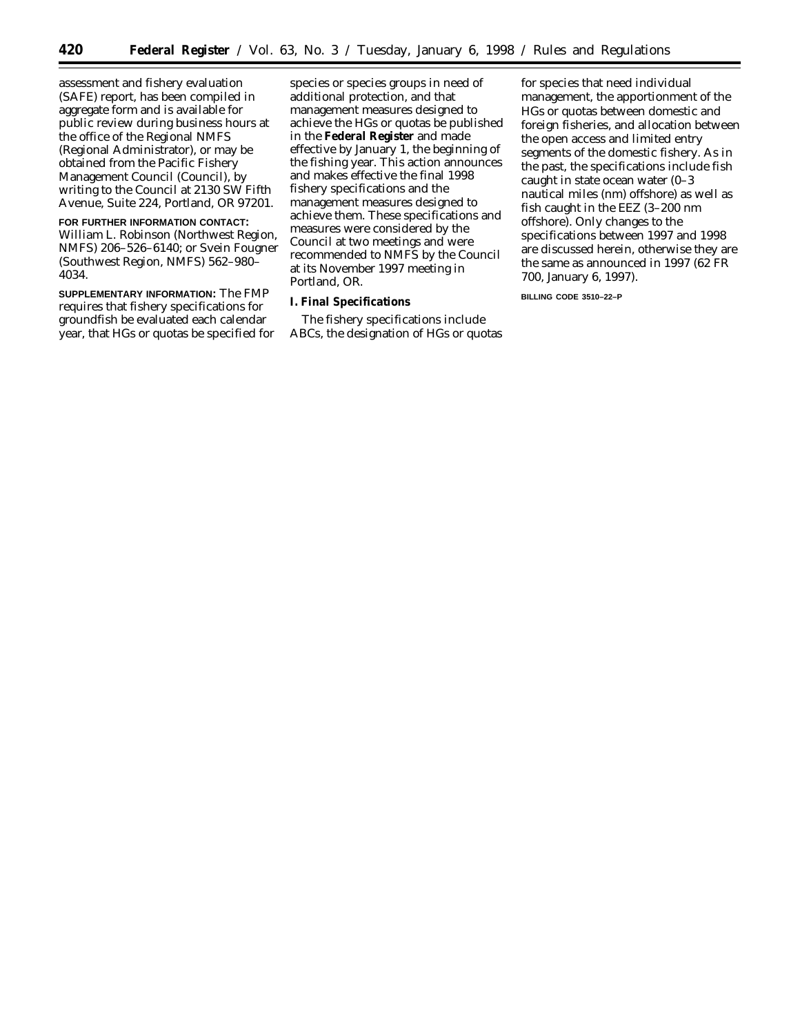assessment and fishery evaluation (SAFE) report, has been compiled in aggregate form and is available for public review during business hours at the office of the Regional NMFS (Regional Administrator), or may be obtained from the Pacific Fishery Management Council (Council), by writing to the Council at 2130 SW Fifth Avenue, Suite 224, Portland, OR 97201.

**FOR FURTHER INFORMATION CONTACT:** William L. Robinson (Northwest Region, NMFS) 206–526–6140; or Svein Fougner (Southwest Region, NMFS) 562–980–4034.

**SUPPLEMENTARY INFORMATION:** The FMP requires that fishery specifications for groundfish be evaluated each calendar year, that HGs or quotas be specified for species or species groups in need of additional protection, and that management measures designed to achieve the HGs or quotas be published in the **Federal Register** and made effective by January 1, the beginning of the fishing year. This action announces and makes effective the final 1998 fishery specifications and the management measures designed to achieve them. These specifications and measures were considered by the Council at two meetings and were recommended to NMFS by the Council at its November 1997 meeting in Portland, OR.

### I. Final Specifications

The fishery specifications include ABCs, the designation of HGs or quotas for species that need individual management, the apportionment of the HGs or quotas between domestic and foreign fisheries, and allocation between the open access and limited entry segments of the domestic fishery. As in the past, the specifications include fish caught in state ocean water (0–3 nautical miles (nm) offshore) as well as fish caught in the EEZ (3–200 nm offshore). Only changes to the specifications between 1997 and 1998 are discussed herein, otherwise they are the same as announced in 1997 (62 FR 700, January 6, 1997).

BILLING CODE 3510–22–P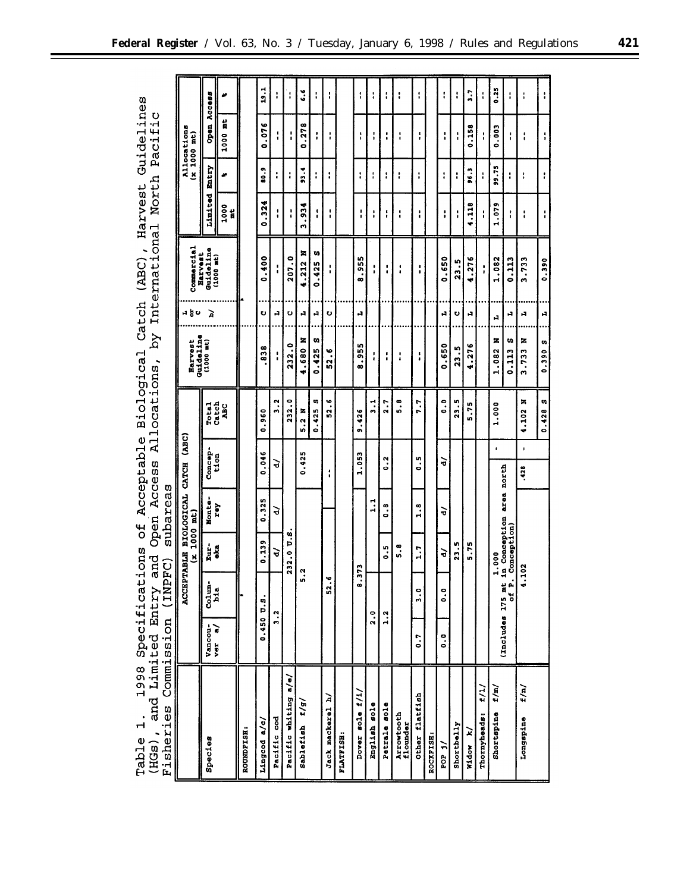Table 1. 1998 Specifications of Acceptable Biological Catch (ABC), Harvest Guidelines (HGs), and Limited Entry and Open Access Allocations, by International North Pacific Fisheries Commission (INPFC) subareas

| Species | ACCEPTABLE BIOLOGICAL CATCH (ABC) (x 1000 mt) | | | | | | Harvest Guideline (1000 mt) | L or C b/ | Commercial Harvest Guideline (1000 mt) | Allocations (x 1000 mt) | | | |
|---|---|---|---|---|---|---|---|---|---|---|---|---|---|
| | Vancouver a/ | Columbia | Eureka | Monterey | Conception | Total Catch ABC | | | | Limited Entry | | Open Access | |
| | | | | | | | | | | 1000 mt | % | 1000 mt | % |
| ROUNDFISH: | | | | | | | | | | | | | |
| Lingcod a/c/ | 0.450 U.S. | | 0.139 | 0.325 | 0.046 | 0.960 | .838 | C | 0.400 | 0.324 | 80.9 | 0.076 | 19.1 |
| Pacific cod | 3.2 | | d/ | d/ | d/ | 3.2 | -- | L | -- | -- | -- | -- | -- |
| Pacific whiting a/e/ | 232.0 U.S. | | | | | 232.0 | 232.0 | C | 207.0 | -- | -- | -- | -- |
| Sablefish f/g/ | 5.2 | | | | 0.425 | 5.2 N | 4.680 N | L | 4.212 N | 3.934 | 93.4 | 0.278 | 6.6 |
| | | | | | | 0.425 S | 0.425 S | L | 0.425 S | -- | -- | -- | -- |
| Jack mackerel h/ | 52.6 | | | | -- | 52.6 | 52.6 | C | -- | -- | -- | -- | -- |
| FLATFISH: | | | | | | | | | | | | | |
| Dover sole f/i/ | 8.373 | | | | 1.053 | 9.426 | 8.955 | L | 8.955 | -- | -- | -- | -- |
| English sole | 2.0 | | | 1.1 | | 3.1 | -- | | -- | -- | -- | -- | -- |
| Petrale sole | 1.2 | | 0.5 | 0.8 | 0.2 | 2.7 | -- | | -- | -- | -- | -- | -- |
| Arrowtooth flounder | 5.8 | | | | | 5.8 | -- | | -- | -- | -- | -- | -- |
| Other flatfish | 0.7 | 3.0 | 1.7 | 1.8 | 0.5 | 7.7 | -- | | -- | -- | -- | -- | -- |
| ROCKFISH: | | | | | | | | | | | | | |
| POP j/ | 0.0 | 0.0 | d/ | d/ | d/ | 0.0 | 0.650 | L | 0.650 | -- | -- | -- | -- |
| Shortbelly | 23.5 | | | | | 23.5 | 23.5 | C | 23.5 | -- | -- | -- | -- |
| Widow k/ | 5.75 | | | | | 5.75 | 4.276 | L | 4.276 | 4.118 | 96.3 | 0.158 | 3.7 |
| Thornyheads: f/l/ | | | | | | | | | -- | -- | -- | -- | -- |
| Shortspine f/m/ | 1.000 (Includes 175 mt in Conception area north of P. Conception) | | | | - | 1.000 | 1.082 N | L | 1.082 | 1.079 | 99.75 | 0.003 | 0.25 |
| | | | | | | | 0.113 S | L | 0.113 | -- | -- | -- | -- |
| Longspine f/n/ | 4.102 | | | | .428 | 4.102 N | 3.733 N | L | 3.733 | -- | -- | -- | -- |
| | | | | | | 0.428 S | 0.390 S | L | 0.390 | -- | -- | -- | -- |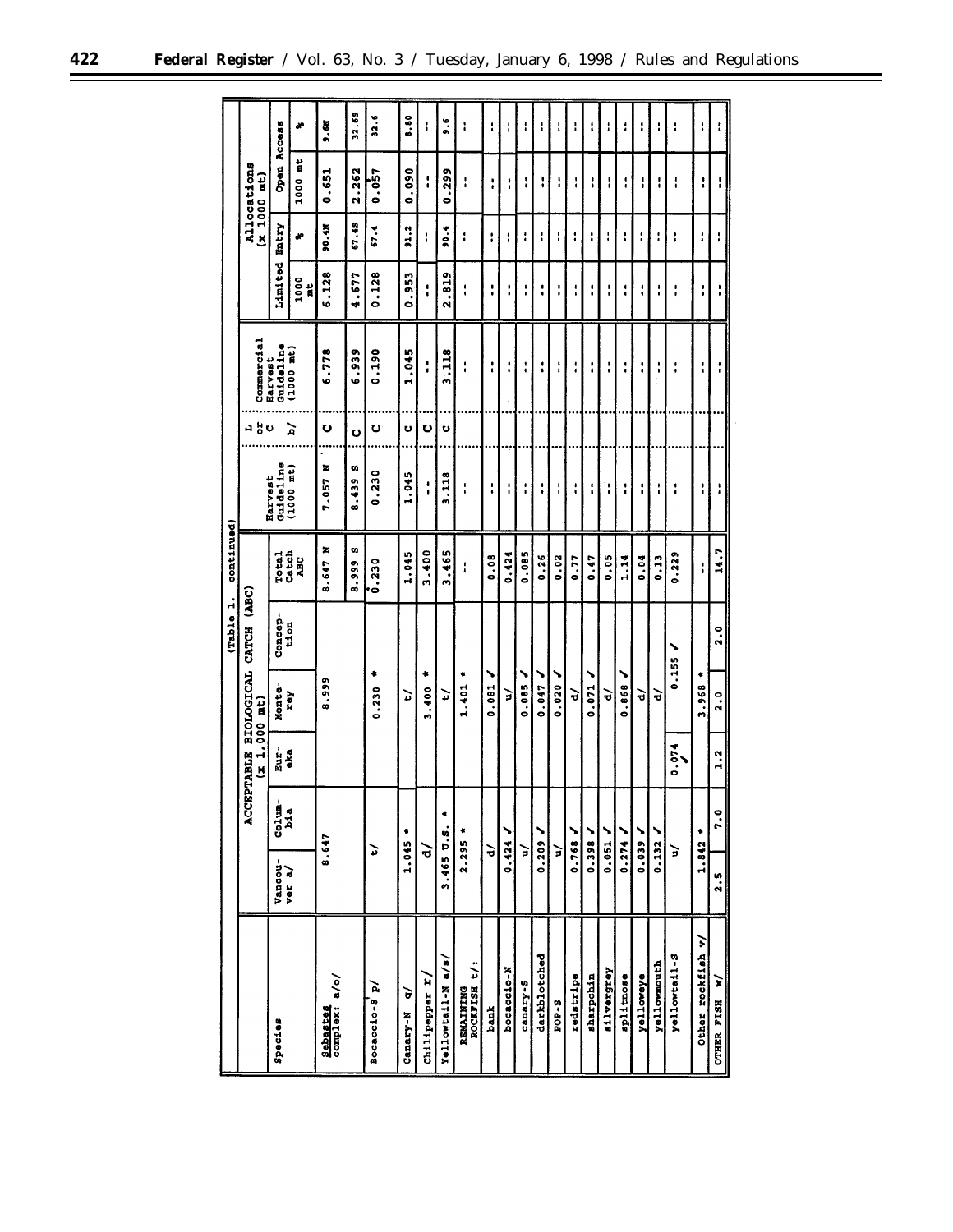(Table 1. continued)

| Species | ACCEPTABLE BIOLOGICAL CATCH (ABC) (x 1,000 mt) | | | | | | Harvest Guideline (1000 mt) | L or C b/ | Commercial Harvest Guideline (1000 mt) | Allocations (x 1000 mt) | | | |
|---|---|---|---|---|---|---|---|---|---|---|---|---|---|
| | Vancouver a/ | Columbia | Eureka | Monterey | Conception | Total Catch ABC | | | | Limited Entry | | Open Access | |
| | | | | | | | | | | 1000 mt | % | 1000 mt | % |
| Sebastes complex: a/o/ | 8.647 | | 8.999 | | | 8.647 N | 7.057 N | C | 6.778 | 6.128 | 90.4N | 0.651 | 9.6N |
| | | | | | | 8.999 S | 8.439 S | C | 6.939 | 4.677 | 67.4S | 2.262 | 32.6S |
| Bocaccio-S p/ | t/ | | | 0.230 * | | 0.230 | 0.230 | C | 0.190 | 0.128 | 67.4 | 0.057 | 32.6 |
| Canary-N q/ | 1.045 * | | | t/ | | 1.045 | 1.045 | C | 1.045 | 0.953 | 91.2 | 0.090 | 8.80 |
| Chilipepper r/ | d/ | | | 3.400 * | | 3.400 | -- | C | -- | -- | -- | -- | -- |
| Yellowtail-N a/s/ | 3.465 U.S. * | | | t/ | | 3.465 | 3.118 | C | 3.118 | 2.819 | 90.4 | 0.299 | 9.6 |
| REMAINING ROCKFISH t/: | 2.295 * | | | 1.401 * | | -- | -- | | -- | -- | -- | -- | -- |
| bank | d/ | | | 0.081 ✓ | | 0.08 | -- | | -- | -- | -- | -- | -- |
| bocaccio-N | 0.424 ✓ | | | u/ | | 0.424 | -- | | -- | -- | -- | -- | -- |
| canary-S | u/ | | | 0.085 ✓ | | 0.085 | -- | | -- | -- | -- | -- | -- |
| darkblotched | 0.209 ✓ | | | 0.047 ✓ | | 0.26 | -- | | -- | -- | -- | -- | -- |
| POP-S | u/ | | | 0.020 ✓ | | 0.02 | -- | | -- | -- | -- | -- | -- |
| redstripe | 0.768 ✓ | | | d/ | | 0.77 | -- | | -- | -- | -- | -- | -- |
| sharpchin | 0.398 ✓ | | | 0.071 ✓ | | 0.47 | -- | | -- | -- | -- | -- | -- |
| silvergrey | 0.051 ✓ | | | d/ | | 0.05 | -- | | -- | -- | -- | -- | -- |
| splitnose | 0.274 ✓ | | | 0.868 ✓ | | 1.14 | -- | | -- | -- | -- | -- | -- |
| yelloweye | 0.039 ✓ | | | d/ | | 0.04 | -- | | -- | -- | -- | -- | -- |
| yellowmouth | 0.132 ✓ | | | d/ | | 0.13 | -- | | -- | -- | -- | -- | -- |
| yellowtail-S | u/ | | 0.074 ✓ | 0.155 ✓ | | 0.229 | -- | | -- | -- | -- | -- | -- |
| Other rockfish v/ | 1.842 * | | | 3.968 * | | -- | -- | | -- | -- | -- | -- | -- |
| OTHER FISH w/ | 2.5 | 7.0 | 1.2 | 2.0 | 2.0 | 14.7 | -- | | -- | -- | -- | -- | -- |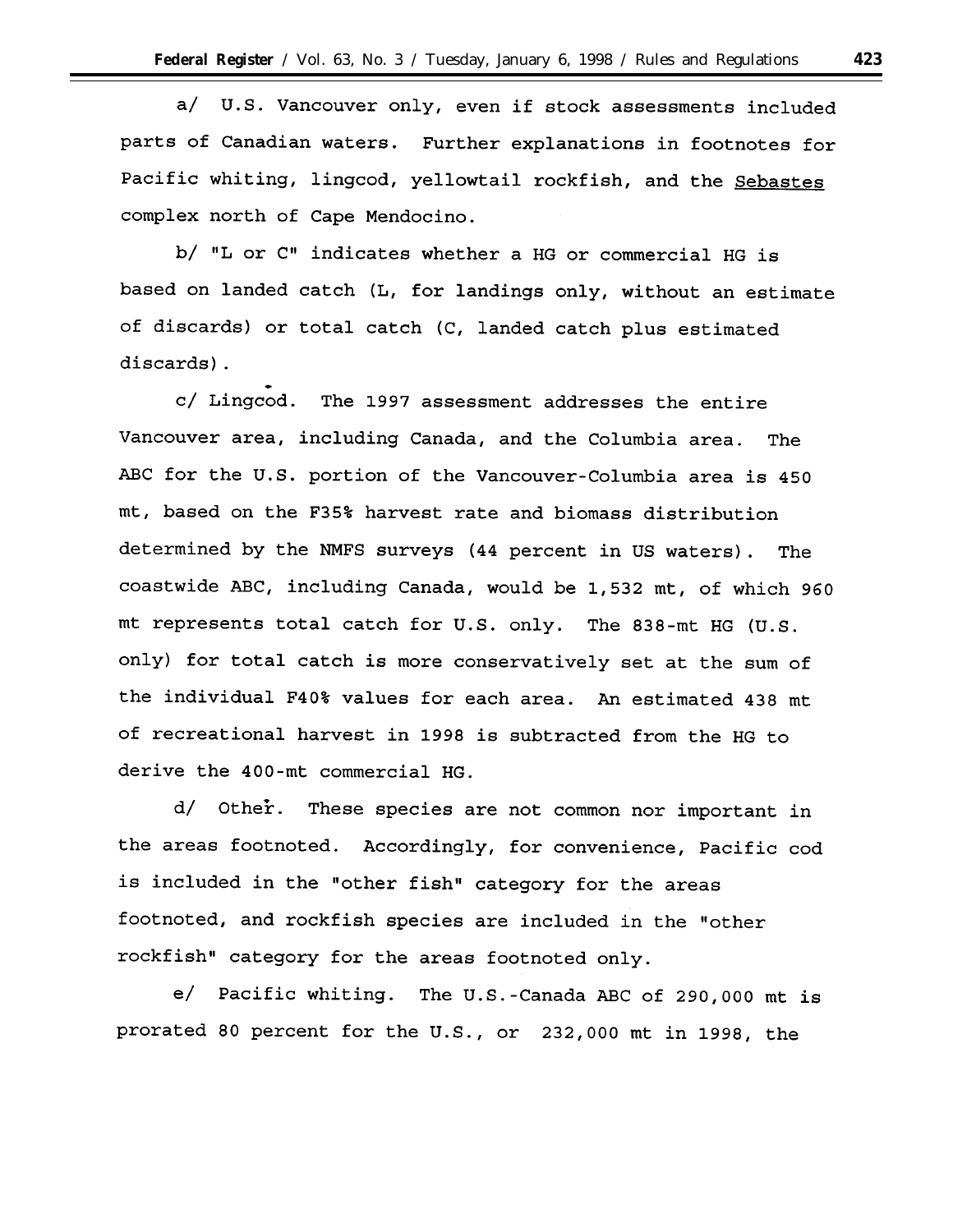a/ U.S. Vancouver only, even if stock assessments included parts of Canadian waters. Further explanations in footnotes for Pacific whiting, lingcod, yellowtail rockfish, and the Sebastes complex north of Cape Mendocino.

b/ "L or C" indicates whether a HG or commercial HG is based on landed catch (L, for landings only, without an estimate of discards) or total catch (C, landed catch plus estimated discards).

c/ Lingcod. The 1997 assessment addresses the entire Vancouver area, including Canada, and the Columbia area. The ABC for the U.S. portion of the Vancouver-Columbia area is 450 mt, based on the F35% harvest rate and biomass distribution determined by the NMFS surveys (44 percent in US waters). The coastwide ABC, including Canada, would be 1,532 mt, of which 960 mt represents total catch for U.S. only. The 838-mt HG (U.S. only) for total catch is more conservatively set at the sum of the individual F40% values for each area. An estimated 438 mt of recreational harvest in 1998 is subtracted from the HG to derive the 400-mt commercial HG.

d/ Other. These species are not common nor important in the areas footnoted. Accordingly, for convenience, Pacific cod is included in the "other fish" category for the areas footnoted, and rockfish species are included in the "other rockfish" category for the areas footnoted only.

e/ Pacific whiting. The U.S.-Canada ABC of 290,000 mt is prorated 80 percent for the U.S., or 232,000 mt in 1998, the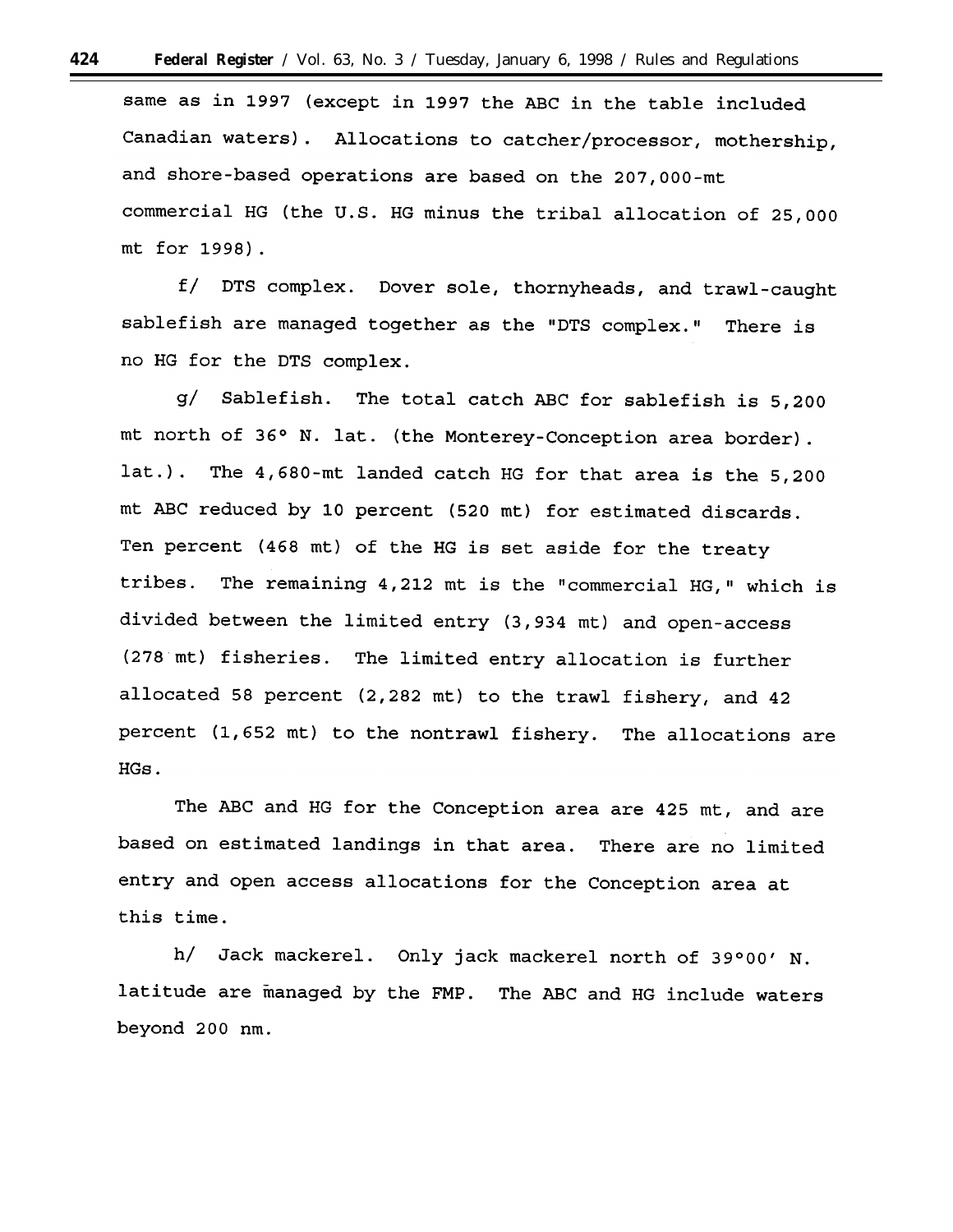same as in 1997 (except in 1997 the ABC in the table included Canadian waters). Allocations to catcher/processor, mothership, and shore-based operations are based on the 207,000-mt commercial HG (the U.S. HG minus the tribal allocation of 25,000 mt for 1998).

f/ DTS complex. Dover sole, thornyheads, and trawl-caught sablefish are managed together as the "DTS complex." There is no HG for the DTS complex.

g/ Sablefish. The total catch ABC for sablefish is 5,200 mt north of 36° N. lat. (the Monterey-Conception area border). lat.). The 4,680-mt landed catch HG for that area is the 5,200 mt ABC reduced by 10 percent (520 mt) for estimated discards. Ten percent (468 mt) of the HG is set aside for the treaty tribes. The remaining 4,212 mt is the "commercial HG," which is divided between the limited entry (3,934 mt) and open-access (278 mt) fisheries. The limited entry allocation is further allocated 58 percent (2,282 mt) to the trawl fishery, and 42 percent (1,652 mt) to the nontrawl fishery. The allocations are HGs.

The ABC and HG for the Conception area are 425 mt, and are based on estimated landings in that area. There are no limited entry and open access allocations for the Conception area at this time.

h/ Jack mackerel. Only jack mackerel north of 39°00′ N. latitude are managed by the FMP. The ABC and HG include waters beyond 200 nm.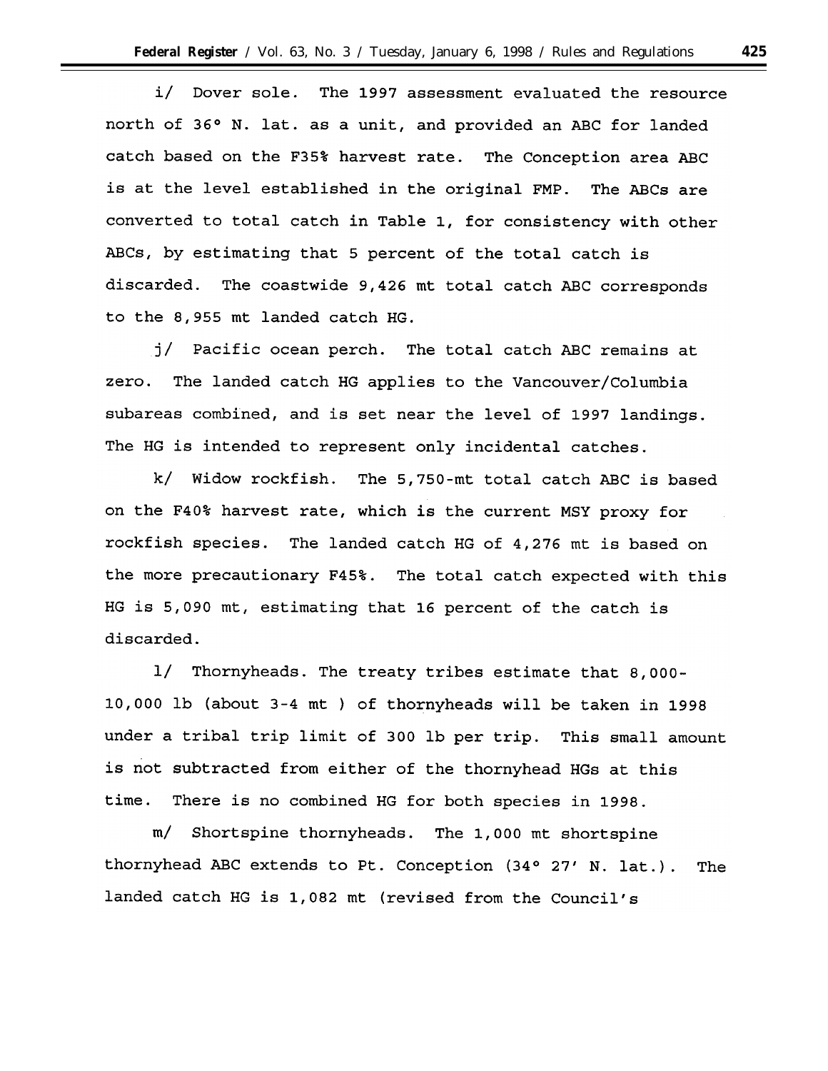i/ Dover sole. The 1997 assessment evaluated the resource north of 36° N. lat. as a unit, and provided an ABC for landed catch based on the F35% harvest rate. The Conception area ABC is at the level established in the original FMP. The ABCs are converted to total catch in Table 1, for consistency with other ABCs, by estimating that 5 percent of the total catch is discarded. The coastwide 9,426 mt total catch ABC corresponds to the 8,955 mt landed catch HG.

j/ Pacific ocean perch. The total catch ABC remains at zero. The landed catch HG applies to the Vancouver/Columbia subareas combined, and is set near the level of 1997 landings. The HG is intended to represent only incidental catches.

k/ Widow rockfish. The 5,750-mt total catch ABC is based on the F40% harvest rate, which is the current MSY proxy for rockfish species. The landed catch HG of 4,276 mt is based on the more precautionary F45%. The total catch expected with this HG is 5,090 mt, estimating that 16 percent of the catch is discarded.

l/ Thornyheads. The treaty tribes estimate that 8,000-10,000 lb (about 3-4 mt ) of thornyheads will be taken in 1998 under a tribal trip limit of 300 lb per trip. This small amount is not subtracted from either of the thornyhead HGs at this time. There is no combined HG for both species in 1998.

m/ Shortspine thornyheads. The 1,000 mt shortspine thornyhead ABC extends to Pt. Conception (34° 27' N. lat.). The landed catch HG is 1,082 mt (revised from the Council's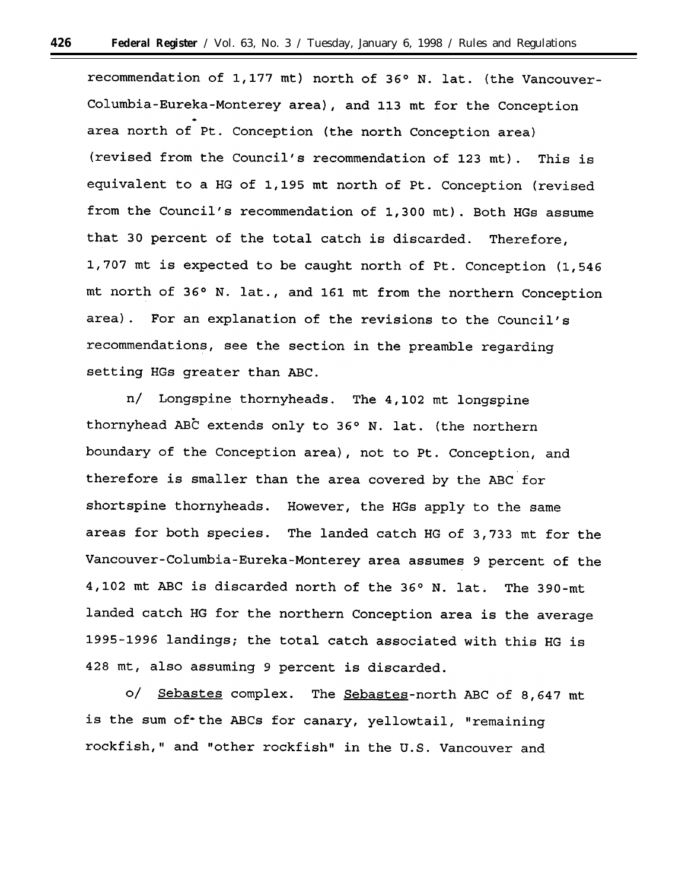recommendation of 1,177 mt) north of 36° N. lat. (the Vancouver-Columbia-Eureka-Monterey area), and 113 mt for the Conception area north of Pt. Conception (the north Conception area) (revised from the Council's recommendation of 123 mt). This is equivalent to a HG of 1,195 mt north of Pt. Conception (revised from the Council's recommendation of 1,300 mt). Both HGs assume that 30 percent of the total catch is discarded. Therefore, 1,707 mt is expected to be caught north of Pt. Conception (1,546 mt north of 36° N. lat., and 161 mt from the northern Conception area). For an explanation of the revisions to the Council's recommendations, see the section in the preamble regarding setting HGs greater than ABC.

n/ Longspine thornyheads. The 4,102 mt longspine thornyhead ABC extends only to 36° N. lat. (the northern boundary of the Conception area), not to Pt. Conception, and therefore is smaller than the area covered by the ABC for shortspine thornyheads. However, the HGs apply to the same areas for both species. The landed catch HG of 3,733 mt for the Vancouver-Columbia-Eureka-Monterey area assumes 9 percent of the 4,102 mt ABC is discarded north of the 36° N. lat. The 390-mt landed catch HG for the northern Conception area is the average 1995-1996 landings; the total catch associated with this HG is 428 mt, also assuming 9 percent is discarded.

o/ Sebastes complex. The Sebastes-north ABC of 8,647 mt is the sum of the ABCs for canary, yellowtail, "remaining rockfish," and "other rockfish" in the U.S. Vancouver and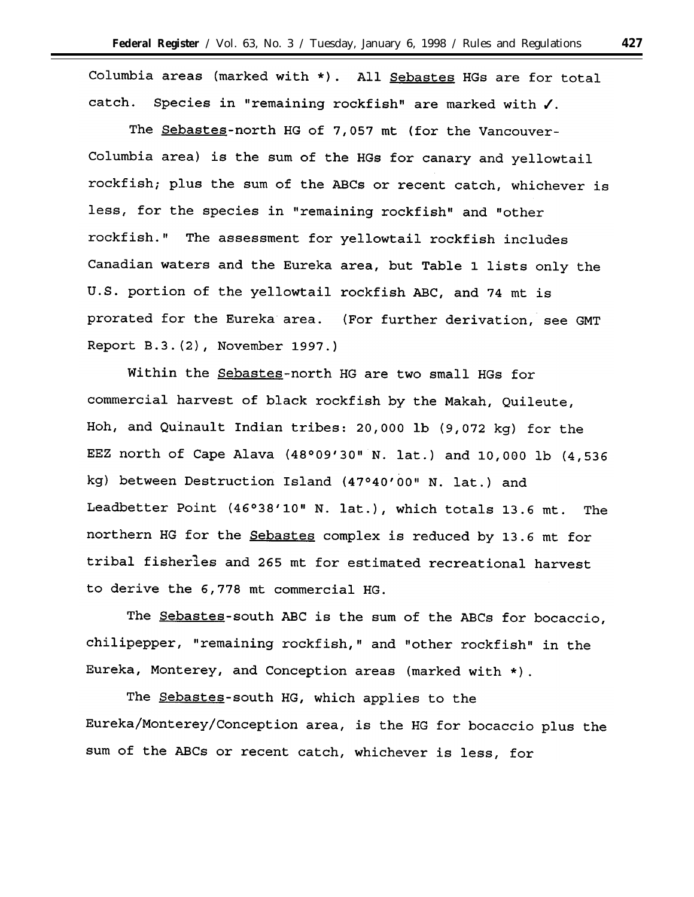Columbia areas (marked with *). All Sebastes HGs are for total catch. Species in "remaining rockfish" are marked with ✓.

The Sebastes-north HG of 7,057 mt (for the Vancouver-Columbia area) is the sum of the HGs for canary and yellowtail rockfish; plus the sum of the ABCs or recent catch, whichever is less, for the species in "remaining rockfish" and "other rockfish." The assessment for yellowtail rockfish includes Canadian waters and the Eureka area, but Table 1 lists only the U.S. portion of the yellowtail rockfish ABC, and 74 mt is prorated for the Eureka area. (For further derivation, see GMT Report B.3.(2), November 1997.)

Within the Sebastes-north HG are two small HGs for commercial harvest of black rockfish by the Makah, Quileute, Hoh, and Quinault Indian tribes: 20,000 lb (9,072 kg) for the EEZ north of Cape Alava (48°09'30" N. lat.) and 10,000 lb (4,536 kg) between Destruction Island (47°40'00" N. lat.) and Leadbetter Point (46°38'10" N. lat.), which totals 13.6 mt. The northern HG for the Sebastes complex is reduced by 13.6 mt for tribal fisheries and 265 mt for estimated recreational harvest to derive the 6,778 mt commercial HG.

The Sebastes-south ABC is the sum of the ABCs for bocaccio, chilipepper, "remaining rockfish," and "other rockfish" in the Eureka, Monterey, and Conception areas (marked with *).

The Sebastes-south HG, which applies to the Eureka/Monterey/Conception area, is the HG for bocaccio plus the sum of the ABCs or recent catch, whichever is less, for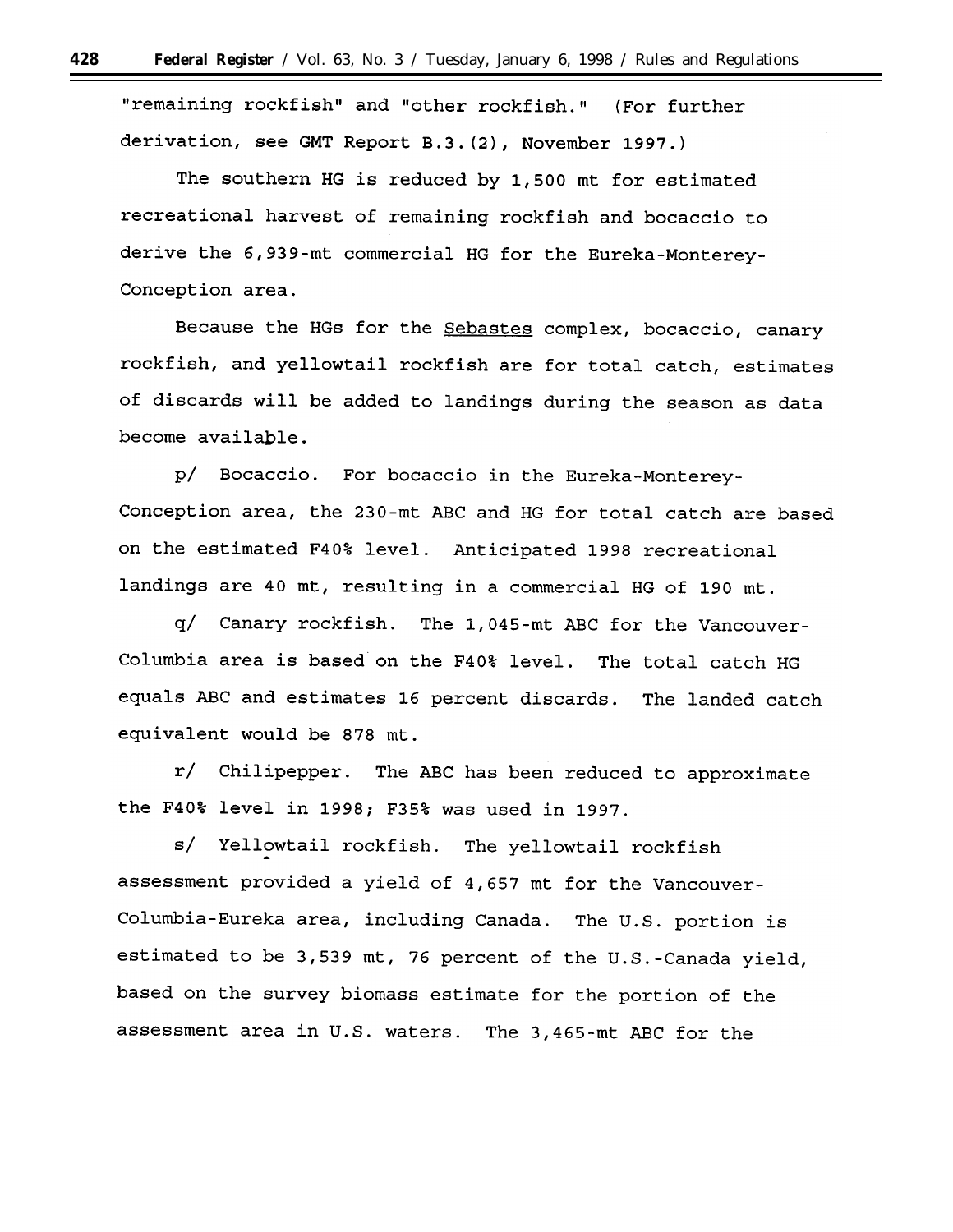"remaining rockfish" and "other rockfish." (For further derivation, see GMT Report B.3.(2), November 1997.)

The southern HG is reduced by 1,500 mt for estimated recreational harvest of remaining rockfish and bocaccio to derive the 6,939-mt commercial HG for the Eureka-Monterey-Conception area.

Because the HGs for the Sebastes complex, bocaccio, canary rockfish, and yellowtail rockfish are for total catch, estimates of discards will be added to landings during the season as data become available.

p/ Bocaccio. For bocaccio in the Eureka-Monterey-Conception area, the 230-mt ABC and HG for total catch are based on the estimated F40% level. Anticipated 1998 recreational landings are 40 mt, resulting in a commercial HG of 190 mt.

q/ Canary rockfish. The 1,045-mt ABC for the Vancouver-Columbia area is based on the F40% level. The total catch HG equals ABC and estimates 16 percent discards. The landed catch equivalent would be 878 mt.

r/ Chilipepper. The ABC has been reduced to approximate the F40% level in 1998; F35% was used in 1997.

s/ Yellowtail rockfish. The yellowtail rockfish assessment provided a yield of 4,657 mt for the Vancouver-Columbia-Eureka area, including Canada. The U.S. portion is estimated to be 3,539 mt, 76 percent of the U.S.-Canada yield, based on the survey biomass estimate for the portion of the assessment area in U.S. waters. The 3,465-mt ABC for the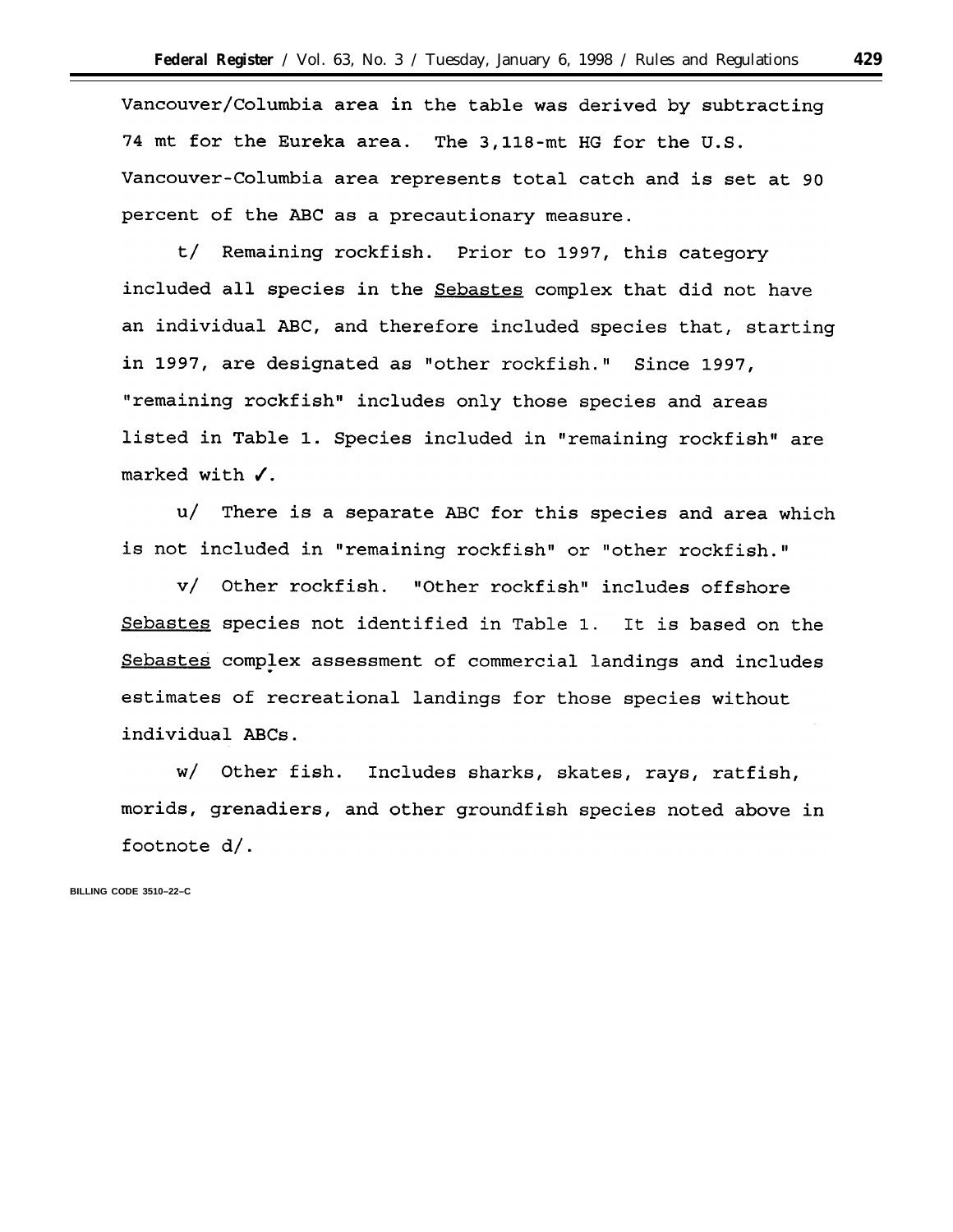Vancouver/Columbia area in the table was derived by subtracting 74 mt for the Eureka area. The 3,118-mt HG for the U.S. Vancouver-Columbia area represents total catch and is set at 90 percent of the ABC as a precautionary measure.

t/ Remaining rockfish. Prior to 1997, this category included all species in the _Sebastes_ complex that did not have an individual ABC, and therefore included species that, starting in 1997, are designated as "other rockfish." Since 1997, "remaining rockfish" includes only those species and areas listed in Table 1. Species included in "remaining rockfish" are marked with ✓.

u/ There is a separate ABC for this species and area which is not included in "remaining rockfish" or "other rockfish."

v/ Other rockfish. "Other rockfish" includes offshore _Sebastes_ species not identified in Table 1. It is based on the _Sebastes_ complex assessment of commercial landings and includes estimates of recreational landings for those species without individual ABCs.

w/ Other fish. Includes sharks, skates, rays, ratfish, morids, grenadiers, and other groundfish species noted above in footnote d/.

BILLING CODE 3510–22–C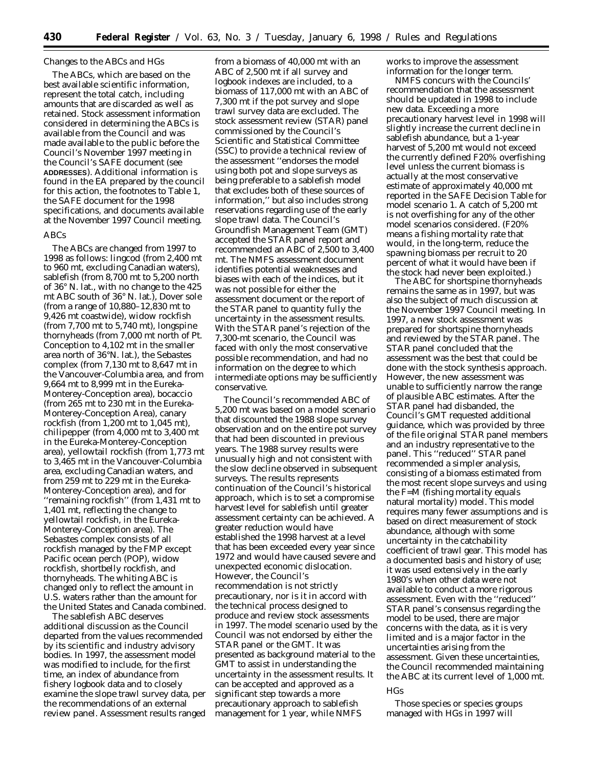*Changes to the ABCs and HGs*

The ABCs, which are based on the best available scientific information, represent the total catch, including amounts that are discarded as well as retained. Stock assessment information considered in determining the ABCs is available from the Council and was made available to the public before the Council's November 1997 meeting in the Council's SAFE document (see **ADDRESSES**). Additional information is found in the EA prepared by the council for this action, the footnotes to Table 1, the SAFE document for the 1998 specifications, and documents available at the November 1997 Council meeting.

*ABCs*

The ABCs are changed from 1997 to 1998 as follows: lingcod (from 2,400 mt to 960 mt, excluding Canadian waters), sablefish (from 8,700 mt to 5,200 north of 36° N. lat., with no change to the 425 mt ABC south of 36° N. lat.), Dover sole (from a range of 10,880–12,830 mt to 9,426 mt coastwide), widow rockfish (from 7,700 mt to 5,740 mt), longspine thornyheads (from 7,000 mt north of Pt. Conception to 4,102 mt in the smaller area north of 36°N. lat.), the *Sebastes* complex (from 7,130 mt to 8,647 mt in the Vancouver-Columbia area, and from 9,664 mt to 8,999 mt in the Eureka-Monterey-Conception area), bocaccio (from 265 mt to 230 mt in the Eureka-Monterey-Conception Area), canary rockfish (from 1,200 mt to 1,045 mt), chilipepper (from 4,000 mt to 3,400 mt in the Eureka-Monterey-Conception area), yellowtail rockfish (from 1,773 mt to 3,465 mt in the Vancouver-Columbia area, excluding Canadian waters, and from 259 mt to 229 mt in the Eureka-Monterey-Conception area), and for "remaining rockfish" (from 1,431 mt to 1,401 mt, reflecting the change to yellowtail rockfish, in the Eureka-Monterey-Conception area). The *Sebastes* complex consists of all rockfish managed by the FMP except Pacific ocean perch (POP), widow rockfish, shortbelly rockfish, and thornyheads. The whiting ABC is changed only to reflect the amount in U.S. waters rather than the amount for the United States and Canada combined.

The sablefish ABC deserves additional discussion as the Council departed from the values recommended by its scientific and industry advisory bodies. In 1997, the assessment model was modified to include, for the first time, an index of abundance from fishery logbook data and to closely examine the slope trawl survey data, per the recommendations of an external review panel. Assessment results ranged from a biomass of 40,000 mt with an ABC of 2,500 mt if all survey and logbook indexes are included, to a biomass of 117,000 mt with an ABC of 7,300 mt if the pot survey and slope trawl survey data are excluded. The stock assessment review (STAR) panel commissioned by the Council's Scientific and Statistical Committee (SSC) to provide a technical review of the assessment "endorses the model using both pot and slope surveys as being preferable to a sablefish model that excludes both of these sources of information," but also includes strong reservations regarding use of the early slope trawl data. The Council's Groundfish Management Team (GMT) accepted the STAR panel report and recommended an ABC of 2,500 to 3,400 mt. The NMFS assessment document identifies potential weaknesses and biases with each of the indices, but it was not possible for either the assessment document or the report of the STAR panel to quantity fully the uncertainty in the assessment results. With the STAR panel's rejection of the 7,300-mt scenario, the Council was faced with only the most conservative possible recommendation, and had no information on the degree to which intermediate options may be sufficiently conservative.

The Council's recommended ABC of 5,200 mt was based on a model scenario that discounted the 1988 slope survey observation and on the entire pot survey that had been discounted in previous years. The 1988 survey results were unusually high and not consistent with the slow decline observed in subsequent surveys. The results represents continuation of the Council's historical approach, which is to set a compromise harvest level for sablefish until greater assessment certainty can be achieved. A greater reduction would have established the 1998 harvest at a level that has been exceeded every year since 1972 and would have caused severe and unexpected economic dislocation. However, the Council's recommendation is not strictly precautionary, nor is it in accord with the technical process designed to produce and review stock assessments in 1997. The model scenario used by the Council was not endorsed by either the STAR panel or the GMT. It was presented as background material to the GMT to assist in understanding the uncertainty in the assessment results. It can be accepted and approved as a significant step towards a more precautionary approach to sablefish management for 1 year, while NMFS works to improve the assessment information for the longer term.

NMFS concurs with the Councils' recommendation that the assessment should be updated in 1998 to include new data. Exceeding a more precautionary harvest level in 1998 will slightly increase the current decline in sablefish abundance, but a 1-year harvest of 5,200 mt would not exceed the currently defined F20% overfishing level unless the current biomass is actually at the most conservative estimate of approximately 40,000 mt reported in the SAFE Decision Table for model scenario 1. A catch of 5,200 mt is not overfishing for any of the other model scenarios considered. (F20% means a fishing mortality rate that would, in the long-term, reduce the spawning biomass per recruit to 20 percent of what it would have been if the stock had never been exploited.)

The ABC for shortspine thornyheads remains the same as in 1997, but was also the subject of much discussion at the November 1997 Council meeting. In 1997, a new stock assessment was prepared for shortspine thornyheads and reviewed by the STAR panel. The STAR panel concluded that the assessment was the best that could be done with the stock synthesis approach. However, the new assessment was unable to sufficiently narrow the range of plausible ABC estimates. After the STAR panel had disbanded, the Council's GMT requested additional guidance, which was provided by three of the file original STAR panel members and an industry representative to the panel. This "reduced" STAR panel recommended a simpler analysis, consisting of a biomass estimated from the most recent slope surveys and using the F=M (fishing mortality equals natural mortality) model. This model requires many fewer assumptions and is based on direct measurement of stock abundance, although with some uncertainty in the catchability coefficient of trawl gear. This model has a documented basis and history of use; it was used extensively in the early 1980's when other data were not available to conduct a more rigorous assessment. Even with the "reduced" STAR panel's consensus regarding the model to be used, there are major concerns with the data, as it is very limited and is a major factor in the uncertainties arising from the assessment. Given these uncertainties, the Council recommended maintaining the ABC at its current level of 1,000 mt.

*HGs*

Those species or species groups managed with HGs in 1997 will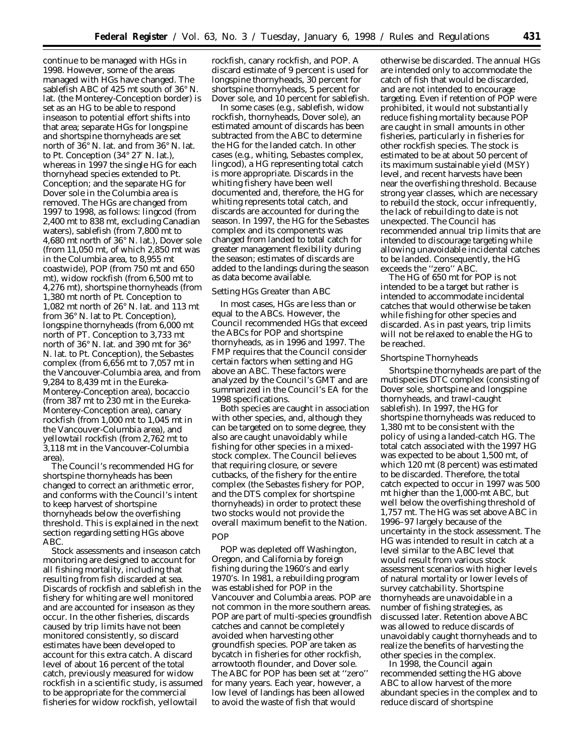continue to be managed with HGs in 1998. However, some of the areas managed with HGs have changed. The sablefish ABC of 425 mt south of 36° N. lat. (the Monterey-Conception border) is set as an HG to be able to respond inseason to potential effort shifts into that area; separate HGs for longspine and shortspine thornyheads are set north of 36° N. lat. and from 36° N. lat. to Pt. Conception (34° 27′ N. lat.), whereas in 1997 the single HG for each thornyhead species extended to Pt. Conception; and the separate HG for Dover sole in the Columbia area is removed. The HGs are changed from 1997 to 1998, as follows: lingcod (from 2,400 mt to 838 mt, excluding Canadian waters), sablefish (from 7,800 mt to 4,680 mt north of 36° N. lat.), Dover sole (from 11,050 mt, of which 2,850 mt was in the Columbia area, to 8,955 mt coastwide), POP (from 750 mt and 650 mt), widow rockfish (from 6,500 mt to 4,276 mt), shortspine thornyheads (from 1,380 mt north of Pt. Conception to 1,082 mt north of 26° N. lat. and 113 mt from 36° N. lat to Pt. Conception), longspine thornyheads (from 6,000 mt north of PT. Conception to 3,733 mt north of 36° N. lat. and 390 mt for 36° N. lat. to Pt. Conception), the *Sebastes* complex (from 6,656 mt to 7,057 mt in the Vancouver-Columbia area, and from 9,284 to 8,439 mt in the Eureka-Monterey-Conception area), bocaccio (from 387 mt to 230 mt in the Eureka-Monterey-Conception area), canary rockfish (from 1,000 mt to 1,045 mt in the Vancouver-Columbia area), and yellowtail rockfish (from 2,762 mt to 3,118 mt in the Vancouver-Columbia area).

The Council's recommended HG for shortspine thornyheads has been changed to correct an arithmetic error, and conforms with the Council's intent to keep harvest of shortspine thornyheads below the overfishing threshold. This is explained in the next section regarding setting HGs above ABC.

Stock assessments and inseason catch monitoring are designed to account for all fishing mortality, including that resulting from fish discarded at sea. Discards of rockfish and sablefish in the fishery for whiting are well monitored and are accounted for inseason as they occur. In the other fisheries, discards caused by trip limits have not been monitored consistently, so discard estimates have been developed to account for this extra catch. A discard level of about 16 percent of the total catch, previously measured for widow rockfish in a scientific study, is assumed to be appropriate for the commercial fisheries for widow rockfish, yellowtail rockfish, canary rockfish, and POP. A discard estimate of 9 percent is used for longspine thornyheads, 30 percent for shortspine thornyheads, 5 percent for Dover sole, and 10 percent for sablefish.

In some cases (e.g., sablefish, widow rockfish, thornyheads, Dover sole), an estimated amount of discards has been subtracted from the ABC to determine the HG for the landed catch. In other cases (e.g., whiting, *Sebastes* complex, lingcod), a HG representing total catch is more appropriate. Discards in the whiting fishery have been well documented and, therefore, the HG for whiting represents total catch, and discards are accounted for during the season. In 1997, the HG for the *Sebastes* complex and its components was changed from landed to total catch for greater management flexibility during the season; estimates of discards are added to the landings during the season as data become available.

*Setting HGs Greater than ABC*

In most cases, HGs are less than or equal to the ABCs. However, the Council recommended HGs that exceed the ABCs for POP and shortspine thornyheads, as in 1996 and 1997. The FMP requires that the Council consider certain factors when setting and HG above an ABC. These factors were analyzed by the Council's GMT and are summarized in the Council's EA for the 1998 specifications.

Both species are caught in association with other species, and, although they can be targeted on to some degree, they also are caught unavoidably while fishing for other species in a mixed-stock complex. The Council believes that requiring closure, or severe cutbacks, of the fishery for the entire complex (the *Sebastes* fishery for POP, and the DTS complex for shortspine thornyheads) in order to protect these two stocks would not provide the overall maximum benefit to the Nation.

*POP*

POP was depleted off Washington, Oregon, and California by foreign fishing during the 1960's and early 1970's. In 1981, a rebuilding program was established for POP in the Vancouver and Columbia areas. POP are not common in the more southern areas. POP are part of multi-species groundfish catches and cannot be completely avoided when harvesting other groundfish species. POP are taken as bycatch in fisheries for other rockfish, arrowtooth flounder, and Dover sole. The ABC for POP has been set at ''zero'' for many years. Each year, however, a low level of landings has been allowed to avoid the waste of fish that would otherwise be discarded. The annual HGs are intended only to accommodate the catch of fish that would be discarded, and are not intended to encourage targeting. Even if retention of POP were prohibited, it would not substantially reduce fishing mortality because POP are caught in small amounts in other fisheries, particularly in fisheries for other rockfish species. The stock is estimated to be at about 50 percent of its maximum sustainable yield (MSY) level, and recent harvests have been near the overfishing threshold. Because strong year classes, which are necessary to rebuild the stock, occur infrequently, the lack of rebuilding to date is not unexpected. The Council has recommended annual trip limits that are intended to discourage targeting while allowing unavoidable incidental catches to be landed. Consequently, the HG exceeds the ''zero'' ABC.

The HG of 650 mt for POP is not intended to be a target but rather is intended to accommodate incidental catches that would otherwise be taken while fishing for other species and discarded. As in past years, trip limits will not be relaxed to enable the HG to be reached.

*Shortspine Thornyheads*

Shortspine thornyheads are part of the mutispecies DTC complex (consisting of Dover sole, shortspine and longspine thornyheads, and trawl-caught sablefish). In 1997, the HG for shortspine thornyheads was reduced to 1,380 mt to be consistent with the policy of using a landed-catch HG. The total catch associated with the 1997 HG was expected to be about 1,500 mt, of which 120 mt (8 percent) was estimated to be discarded. Therefore, the total catch expected to occur in 1997 was 500 mt higher than the 1,000-mt ABC, but well below the overfishing threshold of 1,757 mt. The HG was set above ABC in 1996–97 largely because of the uncertainty in the stock assessment. The HG was intended to result in catch at a level similar to the ABC level that would result from various stock assessment scenarios with higher levels of natural mortality or lower levels of survey catchability. Shortspine thornyheads are unavoidable in a number of fishing strategies, as discussed later. Retention above ABC was allowed to reduce discards of unavoidably caught thornyheads and to realize the benefits of harvesting the other species in the complex.

In 1998, the Council again recommended setting the HG above ABC to allow harvest of the more abundant species in the complex and to reduce discard of shortspine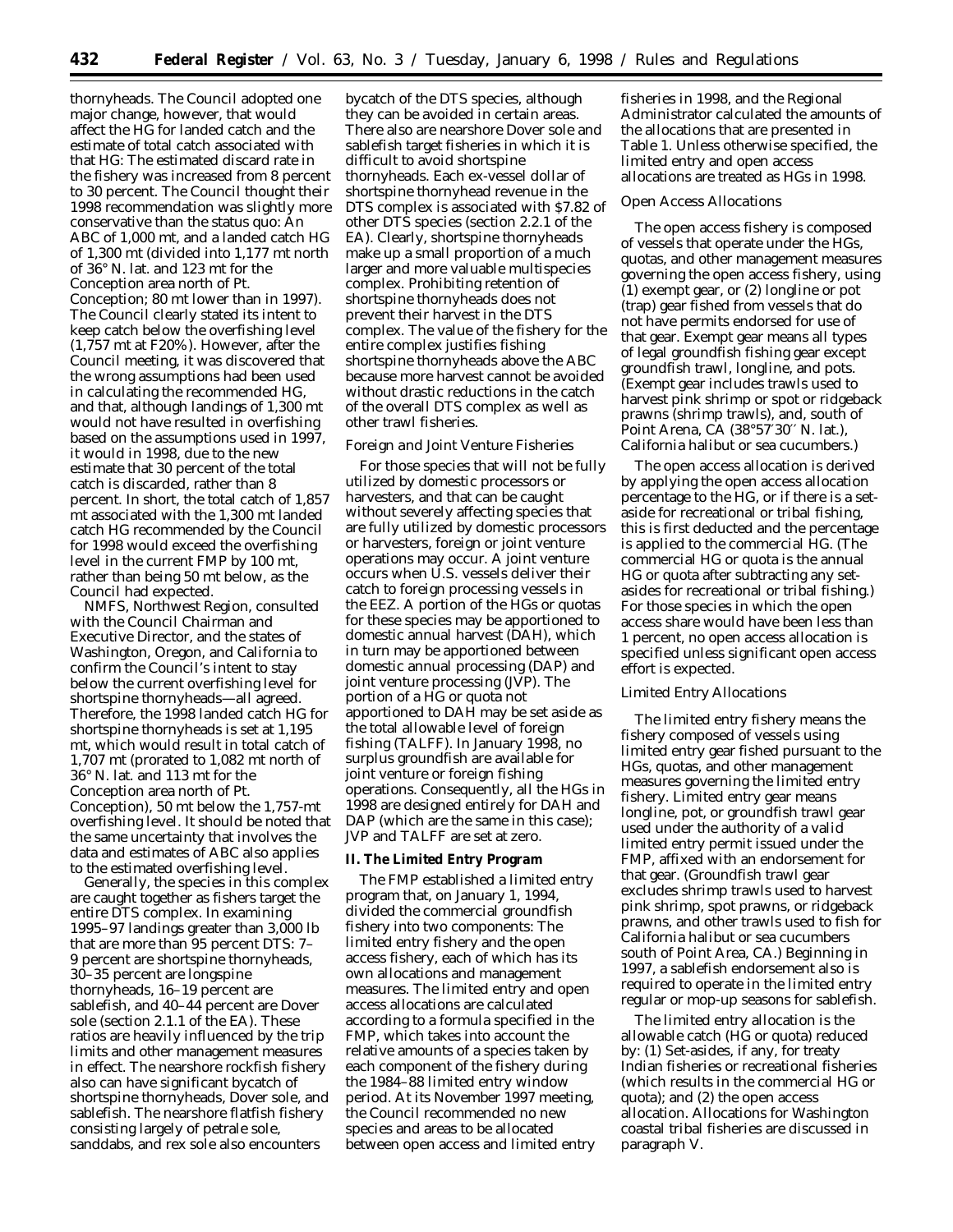thornyheads. The Council adopted one major change, however, that would affect the HG for landed catch and the estimate of total catch associated with that HG: The estimated discard rate in the fishery was increased from 8 percent to 30 percent. The Council thought their 1998 recommendation was slightly more conservative than the status quo: An ABC of 1,000 mt, and a landed catch HG of 1,300 mt (divided into 1,177 mt north of 36° N. lat. and 123 mt for the Conception area north of Pt. Conception; 80 mt lower than in 1997). The Council clearly stated its intent to keep catch below the overfishing level (1,757 mt at F20%). However, after the Council meeting, it was discovered that the wrong assumptions had been used in calculating the recommended HG, and that, although landings of 1,300 mt would not have resulted in overfishing based on the assumptions used in 1997, it would in 1998, due to the new estimate that 30 percent of the total catch is discarded, rather than 8 percent. In short, the total catch of 1,857 mt associated with the 1,300 mt landed catch HG recommended by the Council for 1998 would exceed the overfishing level in the current FMP by 100 mt, rather than being 50 mt below, as the Council had expected.

NMFS, Northwest Region, consulted with the Council Chairman and Executive Director, and the states of Washington, Oregon, and California to confirm the Council's intent to stay below the current overfishing level for shortspine thornyheads—all agreed. Therefore, the 1998 landed catch HG for shortspine thornyheads is set at 1,195 mt, which would result in total catch of 1,707 mt (prorated to 1,082 mt north of 36° N. lat. and 113 mt for the Conception area north of Pt. Conception), 50 mt below the 1,757-mt overfishing level. It should be noted that the same uncertainty that involves the data and estimates of ABC also applies to the estimated overfishing level.

Generally, the species in this complex are caught together as fishers target the entire DTS complex. In examining 1995–97 landings greater than 3,000 lb that are more than 95 percent DTS: 7–9 percent are shortspine thornyheads, 30–35 percent are longspine thornyheads, 16–19 percent are sablefish, and 40–44 percent are Dover sole (section 2.1.1 of the EA). These ratios are heavily influenced by the trip limits and other management measures in effect. The nearshore rockfish fishery also can have significant bycatch of shortspine thornyheads, Dover sole, and sablefish. The nearshore flatfish fishery consisting largely of petrale sole, sanddabs, and rex sole also encounters bycatch of the DTS species, although they can be avoided in certain areas. There also are nearshore Dover sole and sablefish target fisheries in which it is difficult to avoid shortspine thornyheads. Each ex-vessel dollar of shortspine thornyhead revenue in the DTS complex is associated with $7.82 of other DTS species (section 2.2.1 of the EA). Clearly, shortspine thornyheads make up a small proportion of a much larger and more valuable multispecies complex. Prohibiting retention of shortspine thornyheads does not prevent their harvest in the DTS complex. The value of the fishery for the entire complex justifies fishing shortspine thornyheads above the ABC because more harvest cannot be avoided without drastic reductions in the catch of the overall DTS complex as well as other trawl fisheries.

*Foreign and Joint Venture Fisheries*

For those species that will not be fully utilized by domestic processors or harvesters, and that can be caught without severely affecting species that are fully utilized by domestic processors or harvesters, foreign or joint venture operations may occur. A joint venture occurs when U.S. vessels deliver their catch to foreign processing vessels in the EEZ. A portion of the HGs or quotas for these species may be apportioned to domestic annual harvest (DAH), which in turn may be apportioned between domestic annual processing (DAP) and joint venture processing (JVP). The portion of a HG or quota not apportioned to DAH may be set aside as the total allowable level of foreign fishing (TALFF). In January 1998, no surplus groundfish are available for joint venture or foreign fishing operations. Consequently, all the HGs in 1998 are designed entirely for DAH and DAP (which are the same in this case); JVP and TALFF are set at zero.

**II. The Limited Entry Program**

The FMP established a limited entry program that, on January 1, 1994, divided the commercial groundfish fishery into two components: The limited entry fishery and the open access fishery, each of which has its own allocations and management measures. The limited entry and open access allocations are calculated according to a formula specified in the FMP, which takes into account the relative amounts of a species taken by each component of the fishery during the 1984–88 limited entry window period. At its November 1997 meeting, the Council recommended no new species and areas to be allocated between open access and limited entry fisheries in 1998, and the Regional Administrator calculated the amounts of the allocations that are presented in Table 1. Unless otherwise specified, the limited entry and open access allocations are treated as HGs in 1998.

*Open Access Allocations*

The open access fishery is composed of vessels that operate under the HGs, quotas, and other management measures governing the open access fishery, using (1) exempt gear, or (2) longline or pot (trap) gear fished from vessels that do not have permits endorsed for use of that gear. Exempt gear means all types of legal groundfish fishing gear except groundfish trawl, longline, and pots. (Exempt gear includes trawls used to harvest pink shrimp or spot or ridgeback prawns (shrimp trawls), and, south of Point Arena, CA (38°57′30′′ N. lat.), California halibut or sea cucumbers.)

The open access allocation is derived by applying the open access allocation percentage to the HG, or if there is a set-aside for recreational or tribal fishing, this is first deducted and the percentage is applied to the commercial HG. (The commercial HG or quota is the annual HG or quota after subtracting any set-asides for recreational or tribal fishing.) For those species in which the open access share would have been less than 1 percent, no open access allocation is specified unless significant open access effort is expected.

*Limited Entry Allocations*

The limited entry fishery means the fishery composed of vessels using limited entry gear fished pursuant to the HGs, quotas, and other management measures governing the limited entry fishery. Limited entry gear means longline, pot, or groundfish trawl gear used under the authority of a valid limited entry permit issued under the FMP, affixed with an endorsement for that gear. (Groundfish trawl gear excludes shrimp trawls used to harvest pink shrimp, spot prawns, or ridgeback prawns, and other trawls used to fish for California halibut or sea cucumbers south of Point Area, CA.) Beginning in 1997, a sablefish endorsement also is required to operate in the limited entry regular or mop-up seasons for sablefish.

The limited entry allocation is the allowable catch (HG or quota) reduced by: (1) Set-asides, if any, for treaty Indian fisheries or recreational fisheries (which results in the commercial HG or quota); and (2) the open access allocation. Allocations for Washington coastal tribal fisheries are discussed in paragraph V.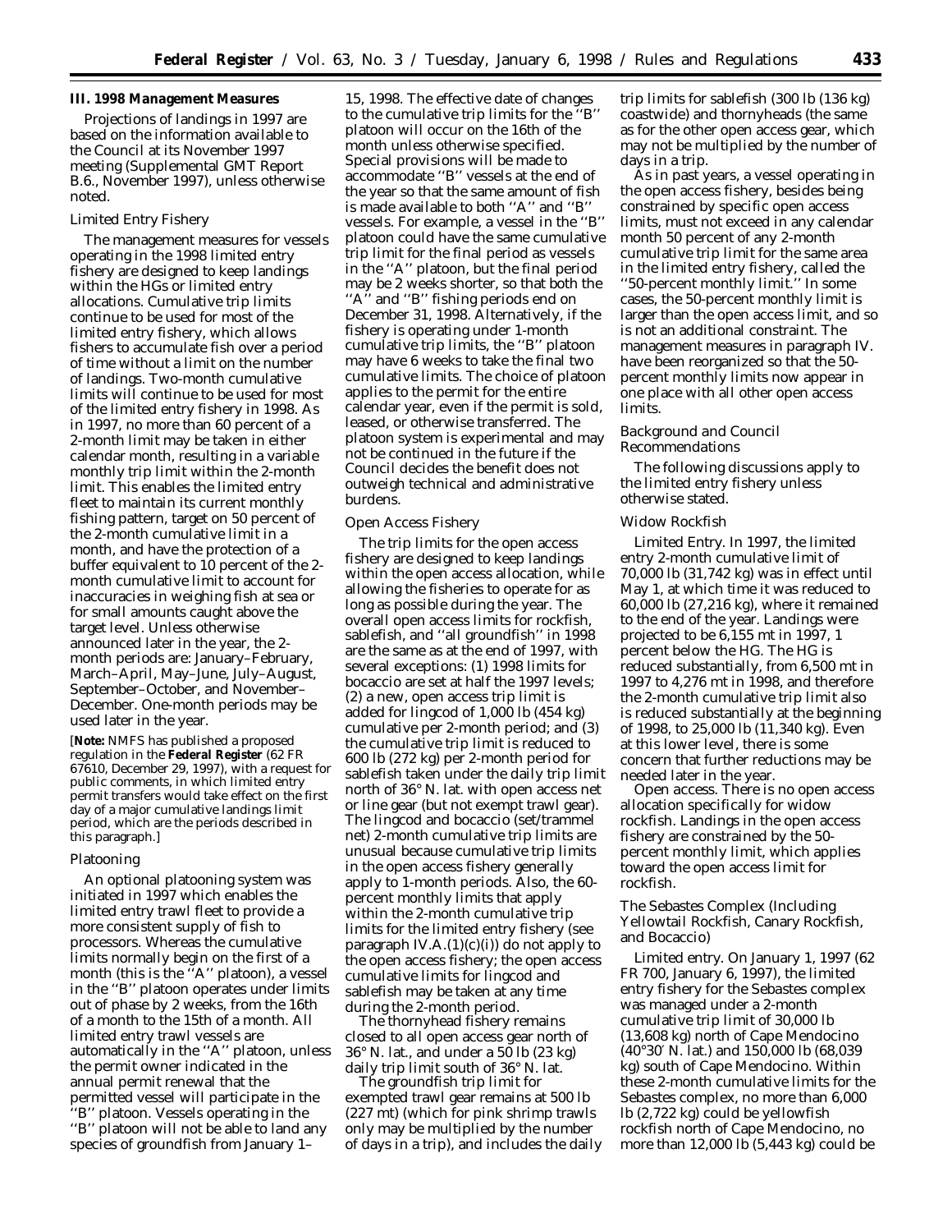## III. 1998 Management Measures

Projections of landings in 1997 are based on the information available to the Council at its November 1997 meeting (Supplemental GMT Report B.6., November 1997), unless otherwise noted.

### *Limited Entry Fishery*

The management measures for vessels operating in the 1998 limited entry fishery are designed to keep landings within the HGs or limited entry allocations. Cumulative trip limits continue to be used for most of the limited entry fishery, which allows fishers to accumulate fish over a period of time without a limit on the number of landings. Two-month cumulative limits will continue to be used for most of the limited entry fishery in 1998. As in 1997, no more than 60 percent of a 2-month limit may be taken in either calendar month, resulting in a variable monthly trip limit within the 2-month limit. This enables the limited entry fleet to maintain its current monthly fishing pattern, target on 50 percent of the 2-month cumulative limit in a month, and have the protection of a buffer equivalent to 10 percent of the 2-month cumulative limit to account for inaccuracies in weighing fish at sea or for small amounts caught above the target level. Unless otherwise announced later in the year, the 2-month periods are: January–February, March–April, May–June, July–August, September–October, and November–December. One-month periods may be used later in the year.

[**Note:** NMFS has published a proposed regulation in the **Federal Register** (62 FR 67610, December 29, 1997), with a request for public comments, in which limited entry permit transfers would take effect on the first day of a major cumulative landings limit period, which are the periods described in this paragraph.]

### *Platooning*

An optional platooning system was initiated in 1997 which enables the limited entry trawl fleet to provide a more consistent supply of fish to processors. Whereas the cumulative limits normally begin on the first of a month (this is the ''A'' platoon), a vessel in the ''B'' platoon operates under limits out of phase by 2 weeks, from the 16th of a month to the 15th of a month. All limited entry trawl vessels are automatically in the ''A'' platoon, unless the permit owner indicated in the annual permit renewal that the permitted vessel will participate in the ''B'' platoon. Vessels operating in the ''B'' platoon will not be able to land any species of groundfish from January 1–15, 1998. The effective date of changes to the cumulative trip limits for the ''B'' platoon will occur on the 16th of the month unless otherwise specified. Special provisions will be made to accommodate ''B'' vessels at the end of the year so that the same amount of fish is made available to both ''A'' and ''B'' vessels. For example, a vessel in the ''B'' platoon could have the same cumulative trip limit for the final period as vessels in the ''A'' platoon, but the final period may be 2 weeks shorter, so that both the ''A'' and ''B'' fishing periods end on December 31, 1998. Alternatively, if the fishery is operating under 1-month cumulative trip limits, the ''B'' platoon may have 6 weeks to take the final two cumulative limits. The choice of platoon applies to the permit for the entire calendar year, even if the permit is sold, leased, or otherwise transferred. The platoon system is experimental and may not be continued in the future if the Council decides the benefit does not outweigh technical and administrative burdens.

### *Open Access Fishery*

The trip limits for the open access fishery are designed to keep landings within the open access allocation, while allowing the fisheries to operate for as long as possible during the year. The overall open access limits for rockfish, sablefish, and ''all groundfish'' in 1998 are the same as at the end of 1997, with several exceptions: (1) 1998 limits for bocaccio are set at half the 1997 levels; (2) a new, open access trip limit is added for lingcod of 1,000 lb (454 kg) cumulative per 2-month period; and (3) the cumulative trip limit is reduced to 600 lb (272 kg) per 2-month period for sablefish taken under the daily trip limit north of 36° N. lat. with open access net or line gear (but not exempt trawl gear). The lingcod and bocaccio (set/trammel net) 2-month cumulative trip limits are unusual because cumulative trip limits in the open access fishery generally apply to 1-month periods. Also, the 60-percent monthly limits that apply within the 2-month cumulative trip limits for the limited entry fishery (see paragraph IV.A.(1)(c)(i)) do not apply to the open access fishery; the open access cumulative limits for lingcod and sablefish may be taken at any time during the 2-month period.

The thornyhead fishery remains closed to all open access gear north of 36° N. lat., and under a 50 lb (23 kg) daily trip limit south of 36° N. lat.

The groundfish trip limit for exempted trawl gear remains at 500 lb (227 mt) (which for pink shrimp trawls only may be multiplied by the number of days in a trip), and includes the daily trip limits for sablefish (300 lb (136 kg) coastwide) and thornyheads (the same as for the other open access gear, which may not be multiplied by the number of days in a trip.

As in past years, a vessel operating in the open access fishery, besides being constrained by specific open access limits, must not exceed in any calendar month 50 percent of any 2-month cumulative trip limit for the same area in the limited entry fishery, called the ''50-percent monthly limit.'' In some cases, the 50-percent monthly limit is larger than the open access limit, and so is not an additional constraint. The management measures in paragraph IV. have been reorganized so that the 50-percent monthly limits now appear in one place with all other open access limits.

### *Background and Council Recommendations*

The following discussions apply to the limited entry fishery unless otherwise stated.

### *Widow Rockfish*

*Limited Entry.* In 1997, the limited entry 2-month cumulative limit of 70,000 lb (31,742 kg) was in effect until May 1, at which time it was reduced to 60,000 lb (27,216 kg), where it remained to the end of the year. Landings were projected to be 6,155 mt in 1997, 1 percent below the HG. The HG is reduced substantially, from 6,500 mt in 1997 to 4,276 mt in 1998, and therefore the 2-month cumulative trip limit also is reduced substantially at the beginning of 1998, to 25,000 lb (11,340 kg). Even at this lower level, there is some concern that further reductions may be needed later in the year.

*Open access.* There is no open access allocation specifically for widow rockfish. Landings in the open access fishery are constrained by the 50-percent monthly limit, which applies toward the open access limit for rockfish.

### *The Sebastes Complex (Including Yellowtail Rockfish, Canary Rockfish, and Bocaccio)*

*Limited entry.* On January 1, 1997 (62 FR 700, January 6, 1997), the limited entry fishery for the Sebastes complex was managed under a 2-month cumulative trip limit of 30,000 lb (13,608 kg) north of Cape Mendocino (40°30′ N. lat.) and 150,000 lb (68,039 kg) south of Cape Mendocino. Within these 2-month cumulative limits for the Sebastes complex, no more than 6,000 lb (2,722 kg) could be yellowfish rockfish north of Cape Mendocino, no more than 12,000 lb (5,443 kg) could be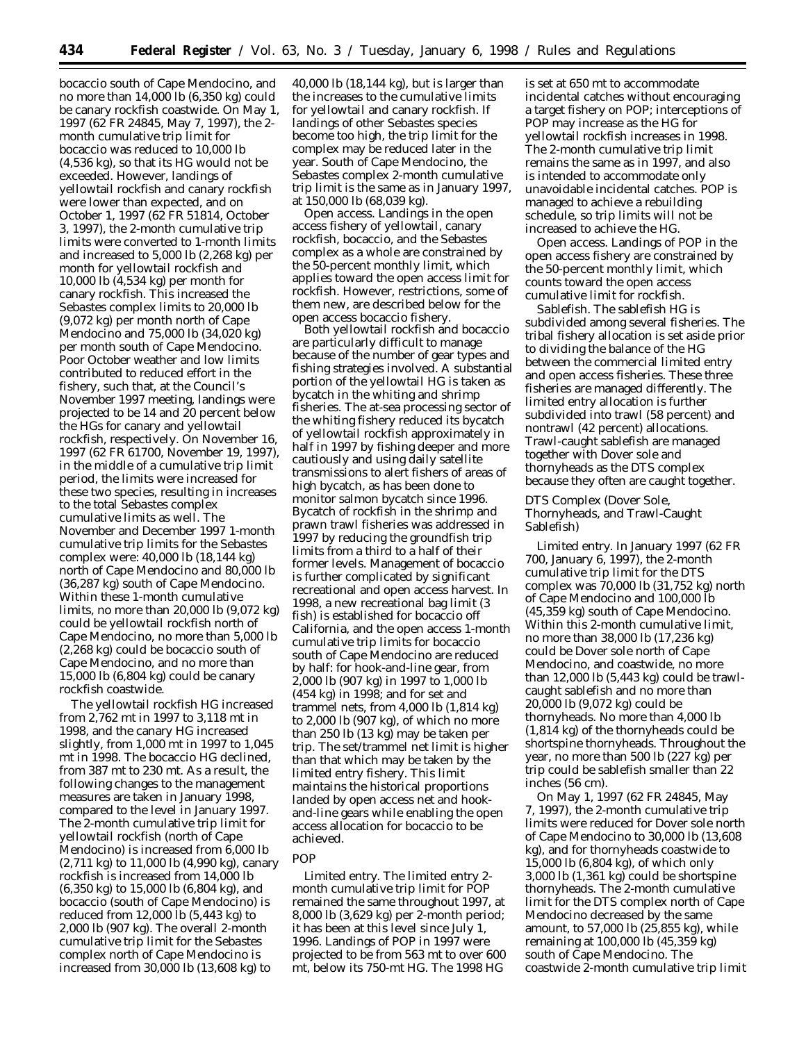bocaccio south of Cape Mendocino, and no more than 14,000 lb (6,350 kg) could be canary rockfish coastwide. On May 1, 1997 (62 FR 24845, May 7, 1997), the 2-month cumulative trip limit for bocaccio was reduced to 10,000 lb (4,536 kg), so that its HG would not be exceeded. However, landings of yellowtail rockfish and canary rockfish were lower than expected, and on October 1, 1997 (62 FR 51814, October 3, 1997), the 2-month cumulative trip limits were converted to 1-month limits and increased to 5,000 lb (2,268 kg) per month for yellowtail rockfish and 10,000 lb (4,534 kg) per month for canary rockfish. This increased the Sebastes complex limits to 20,000 lb (9,072 kg) per month north of Cape Mendocino and 75,000 lb (34,020 kg) per month south of Cape Mendocino. Poor October weather and low limits contributed to reduced effort in the fishery, such that, at the Council's November 1997 meeting, landings were projected to be 14 and 20 percent below the HGs for canary and yellowtail rockfish, respectively. On November 16, 1997 (62 FR 61700, November 19, 1997), in the middle of a cumulative trip limit period, the limits were increased for these two species, resulting in increases to the total Sebastes complex cumulative limits as well. The November and December 1997 1-month cumulative trip limits for the Sebastes complex were: 40,000 lb (18,144 kg) north of Cape Mendocino and 80,000 lb (36,287 kg) south of Cape Mendocino. Within these 1-month cumulative limits, no more than 20,000 lb (9,072 kg) could be yellowtail rockfish north of Cape Mendocino, no more than 5,000 lb (2,268 kg) could be bocaccio south of Cape Mendocino, and no more than 15,000 lb (6,804 kg) could be canary rockfish coastwide.

The yellowtail rockfish HG increased from 2,762 mt in 1997 to 3,118 mt in 1998, and the canary HG increased slightly, from 1,000 mt in 1997 to 1,045 mt in 1998. The bocaccio HG declined, from 387 mt to 230 mt. As a result, the following changes to the management measures are taken in January 1998, compared to the level in January 1997. The 2-month cumulative trip limit for yellowtail rockfish (north of Cape Mendocino) is increased from 6,000 lb (2,711 kg) to 11,000 lb (4,990 kg), canary rockfish is increased from 14,000 lb (6,350 kg) to 15,000 lb (6,804 kg), and bocaccio (south of Cape Mendocino) is reduced from 12,000 lb (5,443 kg) to 2,000 lb (907 kg). The overall 2-month cumulative trip limit for the Sebastes complex north of Cape Mendocino is increased from 30,000 lb (13,608 kg) to 40,000 lb (18,144 kg), but is larger than the increases to the cumulative limits for yellowtail and canary rockfish. If landings of other Sebastes species become too high, the trip limit for the complex may be reduced later in the year. South of Cape Mendocino, the Sebastes complex 2-month cumulative trip limit is the same as in January 1997, at 150,000 lb (68,039 kg).

*Open access.* Landings in the open access fishery of yellowtail, canary rockfish, bocaccio, and the Sebastes complex as a whole are constrained by the 50-percent monthly limit, which applies toward the open access limit for rockfish. However, restrictions, some of them new, are described below for the open access bocaccio fishery.

Both yellowtail rockfish and bocaccio are particularly difficult to manage because of the number of gear types and fishing strategies involved. A substantial portion of the yellowtail HG is taken as bycatch in the whiting and shrimp fisheries. The at-sea processing sector of the whiting fishery reduced its bycatch of yellowtail rockfish approximately in half in 1997 by fishing deeper and more cautiously and using daily satellite transmissions to alert fishers of areas of high bycatch, as has been done to monitor salmon bycatch since 1996. Bycatch of rockfish in the shrimp and prawn trawl fisheries was addressed in 1997 by reducing the groundfish trip limits from a third to a half of their former levels. Management of bocaccio is further complicated by significant recreational and open access harvest. In 1998, a new recreational bag limit (3 fish) is established for bocaccio off California, and the open access 1-month cumulative trip limits for bocaccio south of Cape Mendocino are reduced by half: for hook-and-line gear, from 2,000 lb (907 kg) in 1997 to 1,000 lb (454 kg) in 1998; and for set and trammel nets, from 4,000 lb (1,814 kg) to 2,000 lb (907 kg), of which no more than 250 lb (13 kg) may be taken per trip. The set/trammel net limit is higher than that which may be taken by the limited entry fishery. This limit maintains the historical proportions landed by open access net and hook-and-line gears while enabling the open access allocation for bocaccio to be achieved.

*POP*

*Limited entry.* The limited entry 2-month cumulative trip limit for POP remained the same throughout 1997, at 8,000 lb (3,629 kg) per 2-month period; it has been at this level since July 1, 1996. Landings of POP in 1997 were projected to be from 563 mt to over 600 mt, below its 750-mt HG. The 1998 HG is set at 650 mt to accommodate incidental catches without encouraging a target fishery on POP; interceptions of POP may increase as the HG for yellowtail rockfish increases in 1998. The 2-month cumulative trip limit remains the same as in 1997, and also is intended to accommodate only unavoidable incidental catches. POP is managed to achieve a rebuilding schedule, so trip limits will not be increased to achieve the HG.

*Open access.* Landings of POP in the open access fishery are constrained by the 50-percent monthly limit, which counts toward the open access cumulative limit for rockfish.

*Sablefish.* The sablefish HG is subdivided among several fisheries. The tribal fishery allocation is set aside prior to dividing the balance of the HG between the commercial limited entry and open access fisheries. These three fisheries are managed differently. The limited entry allocation is further subdivided into trawl (58 percent) and nontrawl (42 percent) allocations. Trawl-caught sablefish are managed together with Dover sole and thornyheads as the DTS complex because they often are caught together.

*DTS Complex (Dover Sole, Thornyheads, and Trawl-Caught Sablefish)*

*Limited entry.* In January 1997 (62 FR 700, January 6, 1997), the 2-month cumulative trip limit for the DTS complex was 70,000 lb (31,752 kg) north of Cape Mendocino and 100,000 lb (45,359 kg) south of Cape Mendocino. Within this 2-month cumulative limit, no more than 38,000 lb (17,236 kg) could be Dover sole north of Cape Mendocino, and coastwide, no more than 12,000 lb (5,443 kg) could be trawl-caught sablefish and no more than 20,000 lb (9,072 kg) could be thornyheads. No more than 4,000 lb (1,814 kg) of the thornyheads could be shortspine thornyheads. Throughout the year, no more than 500 lb (227 kg) per trip could be sablefish smaller than 22 inches (56 cm).

On May 1, 1997 (62 FR 24845, May 7, 1997), the 2-month cumulative trip limits were reduced for Dover sole north of Cape Mendocino to 30,000 lb (13,608 kg), and for thornyheads coastwide to 15,000 lb (6,804 kg), of which only 3,000 lb (1,361 kg) could be shortspine thornyheads. The 2-month cumulative limit for the DTS complex north of Cape Mendocino decreased by the same amount, to 57,000 lb (25,855 kg), while remaining at 100,000 lb (45,359 kg) south of Cape Mendocino. The coastwide 2-month cumulative trip limit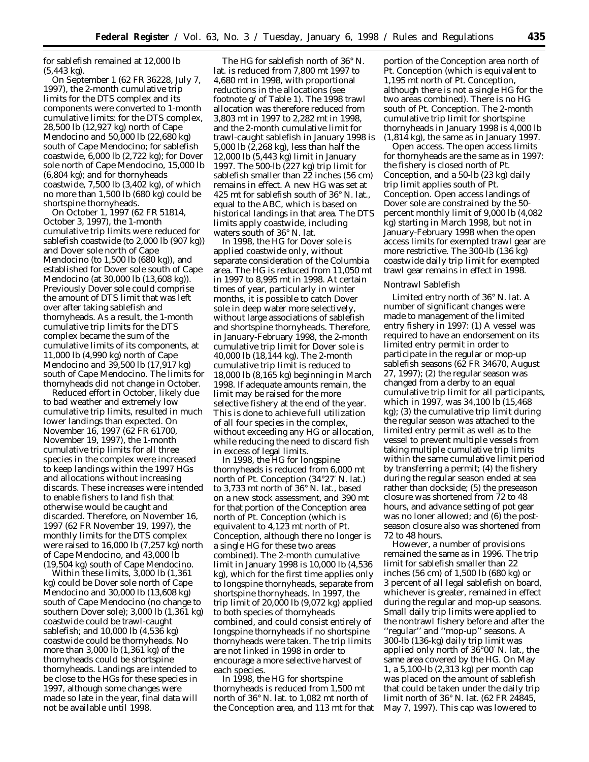for sablefish remained at 12,000 lb (5,443 kg).

On September 1 (62 FR 36228, July 7, 1997), the 2-month cumulative trip limits for the DTS complex and its components were converted to 1-month cumulative limits: for the DTS complex, 28,500 lb (12,927 kg) north of Cape Mendocino and 50,000 lb (22,680 kg) south of Cape Mendocino; for sablefish coastwide, 6,000 lb (2,722 kg); for Dover sole north of Cape Mendocino, 15,000 lb (6,804 kg); and for thornyheads coastwide, 7,500 lb (3,402 kg), of which no more than 1,500 lb (680 kg) could be shortspine thornyheads.

On October 1, 1997 (62 FR 51814, October 3, 1997), the 1-month cumulative trip limits were reduced for sablefish coastwide (to 2,000 lb (907 kg)) and Dover sole north of Cape Mendocino (to 1,500 lb (680 kg)), and established for Dover sole south of Cape Mendocino (at 30,000 lb (13,608 kg)). Previously Dover sole could comprise the amount of DTS limit that was left over after taking sablefish and thornyheads. As a result, the 1-month cumulative trip limits for the DTS complex became the sum of the cumulative limits of its components, at 11,000 lb (4,990 kg) north of Cape Mendocino and 39,500 lb (17,917 kg) south of Cape Mendocino. The limits for thornyheads did not change in October.

Reduced effort in October, likely due to bad weather and extremely low cumulative trip limits, resulted in much lower landings than expected. On November 16, 1997 (62 FR 61700, November 19, 1997), the 1-month cumulative trip limits for all three species in the complex were increased to keep landings within the 1997 HGs and allocations without increasing discards. These increases were intended to enable fishers to land fish that otherwise would be caught and discarded. Therefore, on November 16, 1997 (62 FR November 19, 1997), the monthly limits for the DTS complex were raised to 16,000 lb (7,257 kg) north of Cape Mendocino, and 43,000 lb (19,504 kg) south of Cape Mendocino.

Within these limits, 3,000 lb (1,361 kg) could be Dover sole north of Cape Mendocino and 30,000 lb (13,608 kg) south of Cape Mendocino (no change to southern Dover sole); 3,000 lb (1,361 kg) coastwide could be trawl-caught sablefish; and 10,000 lb (4,536 kg) coastwide could be thornyheads. No more than 3,000 lb (1,361 kg) of the thornyheads could be shortspine thornyheads. Landings are intended to be close to the HGs for these species in 1997, although some changes were made so late in the year, final data will not be available until 1998.

The HG for sablefish north of 36° N. lat. is reduced from 7,800 mt 1997 to 4,680 mt in 1998, with proportional reductions in the allocations (see footnote g/ of Table 1). The 1998 trawl allocation was therefore reduced from 3,803 mt in 1997 to 2,282 mt in 1998, and the 2-month cumulative limit for trawl-caught sablefish in January 1998 is 5,000 lb (2,268 kg), less than half the 12,000 lb (5,443 kg) limit in January 1997. The 500-lb (227 kg) trip limit for sablefish smaller than 22 inches (56 cm) remains in effect. A new HG was set at 425 mt for sablefish south of 36° N. lat., equal to the ABC, which is based on historical landings in that area. The DTS limits apply coastwide, including waters south of 36° N. lat.

In 1998, the HG for Dover sole is applied coastwide only, without separate consideration of the Columbia area. The HG is reduced from 11,050 mt in 1997 to 8,995 mt in 1998. At certain times of year, particularly in winter months, it is possible to catch Dover sole in deep water more selectively, without large associations of sablefish and shortspine thornyheads. Therefore, in January-February 1998, the 2-month cumulative trip limit for Dover sole is 40,000 lb (18,144 kg). The 2-month cumulative trip limit is reduced to 18,000 lb (8,165 kg) beginning in March 1998. If adequate amounts remain, the limit may be raised for the more selective fishery at the end of the year. This is done to achieve full utilization of all four species in the complex, without exceeding any HG or allocation, while reducing the need to discard fish in excess of legal limits.

In 1998, the HG for longspine thornyheads is reduced from 6,000 mt north of Pt. Conception (34°27′ N. lat.) to 3,733 mt north of 36° N. lat., based on a new stock assessment, and 390 mt for that portion of the Conception area north of Pt. Conception (which is equivalent to 4,123 mt north of Pt. Conception, although there no longer is a single HG for these two areas combined). The 2-month cumulative limit in January 1998 is 10,000 lb (4,536 kg), which for the first time applies only to longspine thornyheads, separate from shortspine thornyheads. In 1997, the trip limit of 20,000 lb (9,072 kg) applied to both species of thornyheads combined, and could consist entirely of longspine thornyheads if no shortspine thornyheads were taken. The trip limits are not linked in 1998 in order to encourage a more selective harvest of each species.

In 1998, the HG for shortspine thornyheads is reduced from 1,500 mt north of 36° N. lat. to 1,082 mt north of the Conception area, and 113 mt for that portion of the Conception area north of Pt. Conception (which is equivalent to 1,195 mt north of Pt. Conception, although there is not a single HG for the two areas combined). There is no HG south of Pt. Conception. The 2-month cumulative trip limit for shortspine thornyheads in January 1998 is 4,000 lb (1,814 kg), the same as in January 1997.

*Open access.* The open access limits for thornyheads are the same as in 1997: the fishery is closed north of Pt. Conception, and a 50-lb (23 kg) daily trip limit applies south of Pt. Conception. Open access landings of Dover sole are constrained by the 50-percent monthly limit of 9,000 lb (4,082 kg) starting in March 1998, but not in January-February 1998 when the open access limits for exempted trawl gear are more restrictive. The 300-lb (136 kg) coastwide daily trip limit for exempted trawl gear remains in effect in 1998.

*Nontrawl Sablefish*

*Limited entry north of 36° N. lat.* A number of significant changes were made to management of the limited entry fishery in 1997: (1) A vessel was required to have an endorsement on its limited entry permit in order to participate in the regular or mop-up sablefish seasons (62 FR 34670, August 27, 1997); (2) the regular season was changed from a derby to an equal cumulative trip limit for all participants, which in 1997, was 34,100 lb (15,468 kg); (3) the cumulative trip limit during the regular season was attached to the limited entry permit as well as to the vessel to prevent multiple vessels from taking multiple cumulative trip limits within the same cumulative limit period by transferring a permit; (4) the fishery during the regular season ended at sea rather than dockside; (5) the preseason closure was shortened from 72 to 48 hours, and advance setting of pot gear was no loner allowed; and (6) the post-season closure also was shortened from 72 to 48 hours.

However, a number of provisions remained the same as in 1996. The trip limit for sablefish smaller than 22 inches (56 cm) of 1,500 lb (680 kg) or 3 percent of all legal sablefish on board, whichever is greater, remained in effect during the regular and mop-up seasons. Small daily trip limits were applied to the nontrawl fishery before and after the ''regular'' and ''mop-up'' seasons. A 300-lb (136-kg) daily trip limit was applied only north of 36°00′ N. lat., the same area covered by the HG. On May 1, a 5,100-lb (2,313 kg) per month cap was placed on the amount of sablefish that could be taken under the daily trip limit north of 36° N. lat. (62 FR 24845, May 7, 1997). This cap was lowered to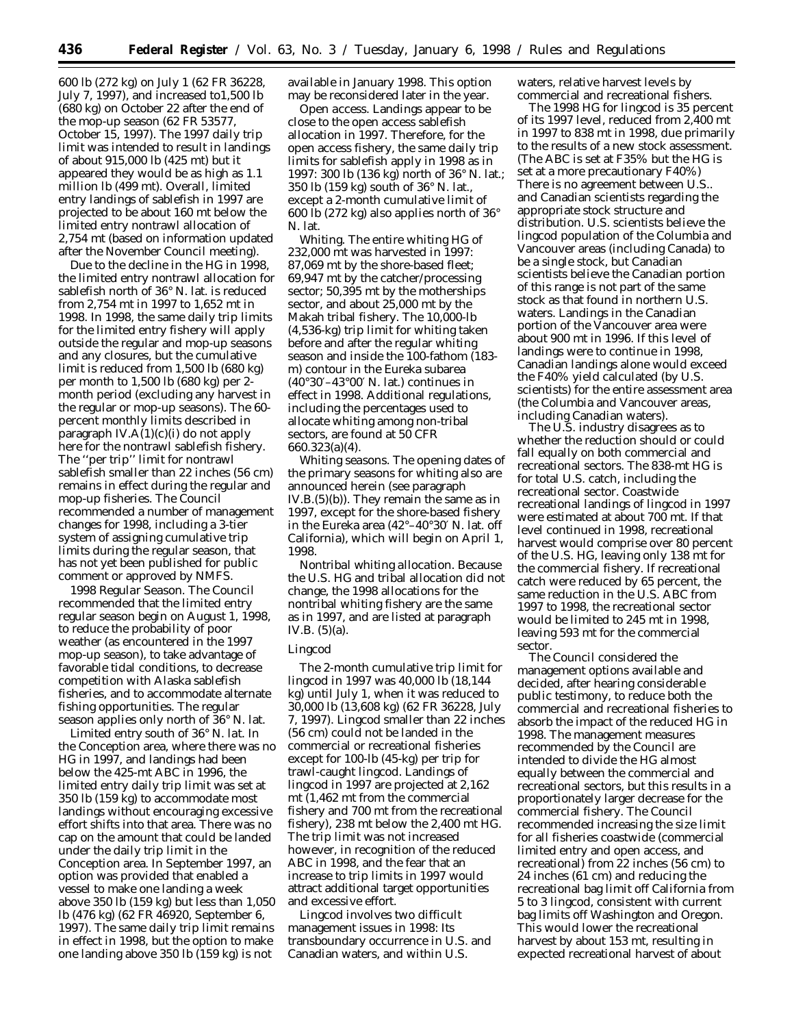600 lb (272 kg) on July 1 (62 FR 36228, July 7, 1997), and increased to1,500 lb (680 kg) on October 22 after the end of the mop-up season (62 FR 53577, October 15, 1997). The 1997 daily trip limit was intended to result in landings of about 915,000 lb (425 mt) but it appeared they would be as high as 1.1 million lb (499 mt). Overall, limited entry landings of sablefish in 1997 are projected to be about 160 mt below the limited entry nontrawl allocation of 2,754 mt (based on information updated after the November Council meeting).

Due to the decline in the HG in 1998, the limited entry nontrawl allocation for sablefish north of 36° N. lat. is reduced from 2,754 mt in 1997 to 1,652 mt in 1998. In 1998, the same daily trip limits for the limited entry fishery will apply outside the regular and mop-up seasons and any closures, but the cumulative limit is reduced from 1,500 lb (680 kg) per month to 1,500 lb (680 kg) per 2-month period (excluding any harvest in the regular or mop-up seasons). The 60-percent monthly limits described in paragraph IV.A(1)(c)(i) do not apply here for the nontrawl sablefish fishery. The ''per trip'' limit for nontrawl sablefish smaller than 22 inches (56 cm) remains in effect during the regular and mop-up fisheries. The Council recommended a number of management changes for 1998, including a 3-tier system of assigning cumulative trip limits during the regular season, that has not yet been published for public comment or approved by NMFS.

*1998 Regular Season.* The Council recommended that the limited entry regular season begin on August 1, 1998, to reduce the probability of poor weather (as encountered in the 1997 mop-up season), to take advantage of favorable tidal conditions, to decrease competition with Alaska sablefish fisheries, and to accommodate alternate fishing opportunities. The regular season applies only north of 36° N. lat.

*Limited entry south of 36° N. lat.* In the Conception area, where there was no HG in 1997, and landings had been below the 425-mt ABC in 1996, the limited entry daily trip limit was set at 350 lb (159 kg) to accommodate most landings without encouraging excessive effort shifts into that area. There was no cap on the amount that could be landed under the daily trip limit in the Conception area. In September 1997, an option was provided that enabled a vessel to make one landing a week above 350 lb (159 kg) but less than 1,050 lb (476 kg) (62 FR 46920, September 6, 1997). The same daily trip limit remains in effect in 1998, but the option to make one landing above 350 lb (159 kg) is not available in January 1998. This option may be reconsidered later in the year.

*Open access.* Landings appear to be close to the open access sablefish allocation in 1997. Therefore, for the open access fishery, the same daily trip limits for sablefish apply in 1998 as in 1997: 300 lb (136 kg) north of 36° N. lat.; 350 lb (159 kg) south of 36° N. lat., except a 2-month cumulative limit of 600 lb (272 kg) also applies north of 36° N. lat.

*Whiting.* The entire whiting HG of 232,000 mt was harvested in 1997: 87,069 mt by the shore-based fleet; 69,947 mt by the catcher/processing sector; 50,395 mt by the motherships sector, and about 25,000 mt by the Makah tribal fishery. The 10,000-lb (4,536-kg) trip limit for whiting taken before and after the regular whiting season and inside the 100-fathom (183-m) contour in the Eureka subarea (40°30′–43°00′ N. lat.) continues in effect in 1998. Additional regulations, including the percentages used to allocate whiting among non-tribal sectors, are found at 50 CFR 660.323(a)(4).

*Whiting seasons.* The opening dates of the primary seasons for whiting also are announced herein (see paragraph IV.B.(5)(b)). They remain the same as in 1997, except for the shore-based fishery in the Eureka area (42°–40°30′ N. lat. off California), which will begin on April 1, 1998.

*Nontribal whiting allocation.* Because the U.S. HG and tribal allocation did not change, the 1998 allocations for the nontribal whiting fishery are the same as in 1997, and are listed at paragraph IV.B. (5)(a).

### *Lingcod*

The 2-month cumulative trip limit for lingcod in 1997 was 40,000 lb (18,144 kg) until July 1, when it was reduced to 30,000 lb (13,608 kg) (62 FR 36228, July 7, 1997). Lingcod smaller than 22 inches (56 cm) could not be landed in the commercial or recreational fisheries except for 100-lb (45-kg) per trip for trawl-caught lingcod. Landings of lingcod in 1997 are projected at 2,162 mt (1,462 mt from the commercial fishery and 700 mt from the recreational fishery), 238 mt below the 2,400 mt HG. The trip limit was not increased however, in recognition of the reduced ABC in 1998, and the fear that an increase to trip limits in 1997 would attract additional target opportunities and excessive effort.

Lingcod involves two difficult management issues in 1998: Its transboundary occurrence in U.S. and Canadian waters, and within U.S. waters, relative harvest levels by commercial and recreational fishers.

The 1998 HG for lingcod is 35 percent of its 1997 level, reduced from 2,400 mt in 1997 to 838 mt in 1998, due primarily to the results of a new stock assessment. (The ABC is set at F35% but the HG is set at a more precautionary F40%) There is no agreement between U.S.. and Canadian scientists regarding the appropriate stock structure and distribution. U.S. scientists believe the lingcod population of the Columbia and Vancouver areas (including Canada) to be a single stock, but Canadian scientists believe the Canadian portion of this range is not part of the same stock as that found in northern U.S. waters. Landings in the Canadian portion of the Vancouver area were about 900 mt in 1996. If this level of landings were to continue in 1998, Canadian landings alone would exceed the F40% yield calculated (by U.S. scientists) for the entire assessment area (the Columbia and Vancouver areas, including Canadian waters).

The U.S. industry disagrees as to whether the reduction should or could fall equally on both commercial and recreational sectors. The 838-mt HG is for total U.S. catch, including the recreational sector. Coastwide recreational landings of lingcod in 1997 were estimated at about 700 mt. If that level continued in 1998, recreational harvest would comprise over 80 percent of the U.S. HG, leaving only 138 mt for the commercial fishery. If recreational catch were reduced by 65 percent, the same reduction in the U.S. ABC from 1997 to 1998, the recreational sector would be limited to 245 mt in 1998, leaving 593 mt for the commercial sector.

The Council considered the management options available and decided, after hearing considerable public testimony, to reduce both the commercial and recreational fisheries to absorb the impact of the reduced HG in 1998. The management measures recommended by the Council are intended to divide the HG almost equally between the commercial and recreational sectors, but this results in a proportionately larger decrease for the commercial fishery. The Council recommended increasing the size limit for all fisheries coastwide (commercial limited entry and open access, and recreational) from 22 inches (56 cm) to 24 inches (61 cm) and reducing the recreational bag limit off California from 5 to 3 lingcod, consistent with current bag limits off Washington and Oregon. This would lower the recreational harvest by about 153 mt, resulting in expected recreational harvest of about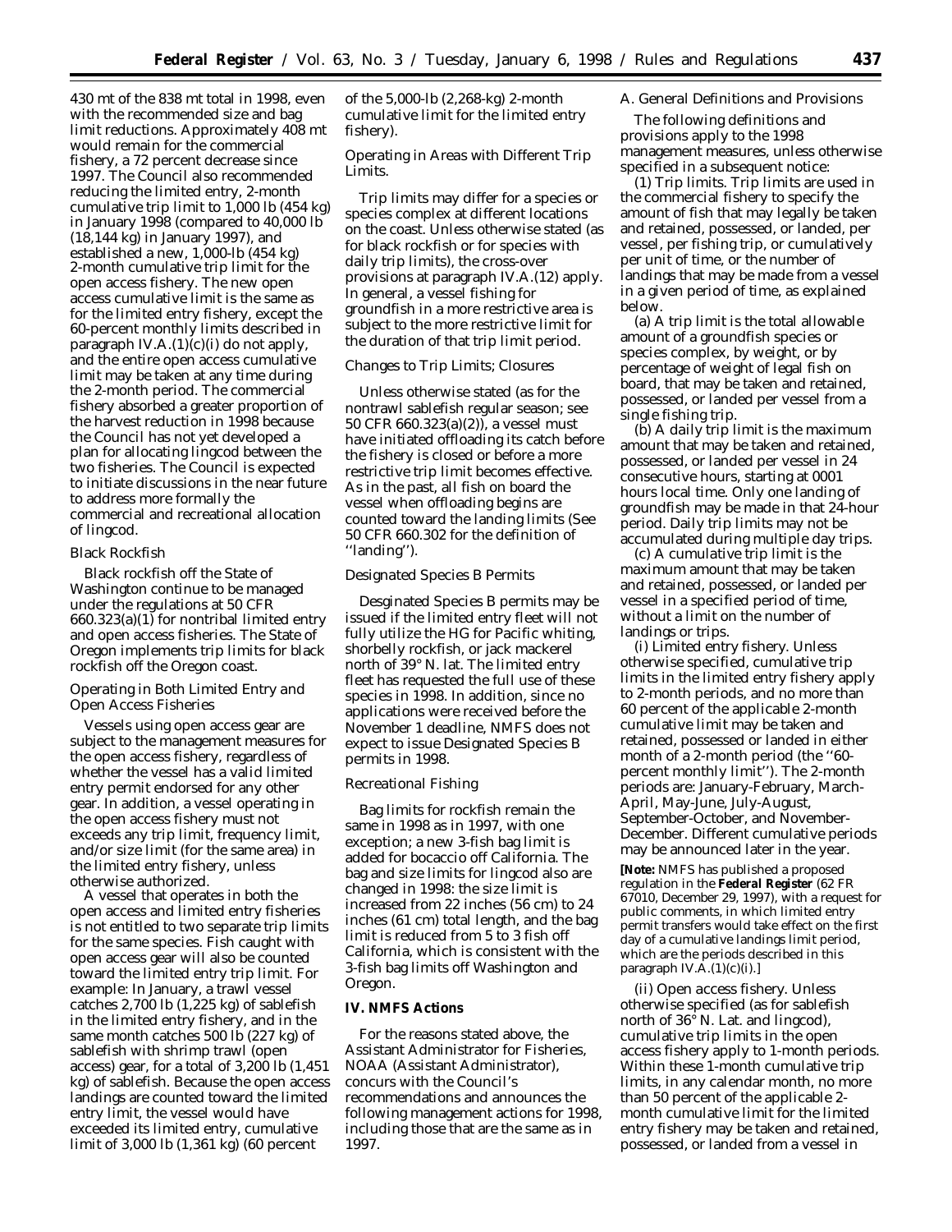430 mt of the 838 mt total in 1998, even with the recommended size and bag limit reductions. Approximately 408 mt would remain for the commercial fishery, a 72 percent decrease since 1997. The Council also recommended reducing the limited entry, 2-month cumulative trip limit to 1,000 lb (454 kg) in January 1998 (compared to 40,000 lb (18,144 kg) in January 1997), and established a new, 1,000-lb (454 kg) 2-month cumulative trip limit for the open access fishery. The new open access cumulative limit is the same as for the limited entry fishery, except the 60-percent monthly limits described in paragraph IV.A.(1)(c)(i) do not apply, and the entire open access cumulative limit may be taken at any time during the 2-month period. The commercial fishery absorbed a greater proportion of the harvest reduction in 1998 because the Council has not yet developed a plan for allocating lingcod between the two fisheries. The Council is expected to initiate discussions in the near future to address more formally the commercial and recreational allocation of lingcod.

*Black Rockfish*

Black rockfish off the State of Washington continue to be managed under the regulations at 50 CFR 660.323(a)(1) for nontribal limited entry and open access fisheries. The State of Oregon implements trip limits for black rockfish off the Oregon coast.

*Operating in Both Limited Entry and Open Access Fisheries*

Vessels using open access gear are subject to the management measures for the open access fishery, regardless of whether the vessel has a valid limited entry permit endorsed for any other gear. In addition, a vessel operating in the open access fishery must not exceeds any trip limit, frequency limit, and/or size limit (for the same area) in the limited entry fishery, unless otherwise authorized.

A vessel that operates in both the open access and limited entry fisheries is not entitled to two separate trip limits for the same species. Fish caught with open access gear will also be counted toward the limited entry trip limit. For example: In January, a trawl vessel catches 2,700 lb (1,225 kg) of sablefish in the limited entry fishery, and in the same month catches 500 lb (227 kg) of sablefish with shrimp trawl (open access) gear, for a total of 3,200 lb (1,451 kg) of sablefish. Because the open access landings are counted toward the limited entry limit, the vessel would have exceeded its limited entry, cumulative limit of 3,000 lb (1,361 kg) (60 percent of the 5,000-lb (2,268-kg) 2-month cumulative limit for the limited entry fishery).

*Operating in Areas with Different Trip Limits.*

Trip limits may differ for a species or species complex at different locations on the coast. Unless otherwise stated (as for black rockfish or for species with daily trip limits), the cross-over provisions at paragraph IV.A.(12) apply. In general, a vessel fishing for groundfish in a more restrictive area is subject to the more restrictive limit for the duration of that trip limit period.

*Changes to Trip Limits; Closures*

Unless otherwise stated (as for the nontrawl sablefish regular season; see 50 CFR 660.323(a)(2)), a vessel must have initiated offloading its catch before the fishery is closed or before a more restrictive trip limit becomes effective. As in the past, all fish on board the vessel when offloading begins are counted toward the landing limits (See 50 CFR 660.302 for the definition of ''landing'').

*Designated Species B Permits*

Desginated Species B permits may be issued if the limited entry fleet will not fully utilize the HG for Pacific whiting, shorbelly rockfish, or jack mackerel north of 39° N. lat. The limited entry fleet has requested the full use of these species in 1998. In addition, since no applications were received before the November 1 deadline, NMFS does not expect to issue Designated Species B permits in 1998.

*Recreational Fishing*

Bag limits for rockfish remain the same in 1998 as in 1997, with one exception; a new 3-fish bag limit is added for bocaccio off California. The bag and size limits for lingcod also are changed in 1998: the size limit is increased from 22 inches (56 cm) to 24 inches (61 cm) total length, and the bag limit is reduced from 5 to 3 fish off California, which is consistent with the 3-fish bag limits off Washington and Oregon.

**IV. NMFS Actions**

For the reasons stated above, the Assistant Administrator for Fisheries, NOAA (Assistant Administrator), concurs with the Council's recommendations and announces the following management actions for 1998, including those that are the same as in 1997.

A. General Definitions and Provisions

The following definitions and provisions apply to the 1998 management measures, unless otherwise specified in a subsequent notice:

(1) *Trip limits.* Trip limits are used in the commercial fishery to specify the amount of fish that may legally be taken and retained, possessed, or landed, per vessel, per fishing trip, or cumulatively per unit of time, or the number of landings that may be made from a vessel in a given period of time, as explained below.

(a) A *trip limit* is the total allowable amount of a groundfish species or species complex, by weight, or by percentage of weight of legal fish on board, that may be taken and retained, possessed, or landed per vessel from a single fishing trip.

(b) A *daily trip limit* is the maximum amount that may be taken and retained, possessed, or landed per vessel in 24 consecutive hours, starting at 0001 hours local time. Only one landing of groundfish may be made in that 24-hour period. Daily trip limits may not be accumulated during multiple day trips.

(c) A *cumulative trip limit* is the maximum amount that may be taken and retained, possessed, or landed per vessel in a specified period of time, without a limit on the number of landings or trips.

(i) *Limited entry fishery.* Unless otherwise specified, cumulative trip limits in the limited entry fishery apply to 2-month periods, and no more than 60 percent of the applicable 2-month cumulative limit may be taken and retained, possessed or landed in either month of a 2-month period (the ''60-percent monthly limit''). The 2-month periods are: January-February, March-April, May-June, July-August, September-October, and November-December. Different cumulative periods may be announced later in the year.

**[Note:** NMFS has published a proposed regulation in the **Federal Register** (62 FR 67010, December 29, 1997), with a request for public comments, in which limited entry permit transfers would take effect on the first day of a cumulative landings limit period, which are the periods described in this paragraph IV.A.(1)(c)(i).]

(ii) *Open access fishery.* Unless otherwise specified (as for sablefish north of 36° N. Lat. and lingcod), cumulative trip limits in the open access fishery apply to 1-month periods. Within these 1-month cumulative trip limits, in any calendar month, no more than 50 percent of the applicable 2-month cumulative limit for the limited entry fishery may be taken and retained, possessed, or landed from a vessel in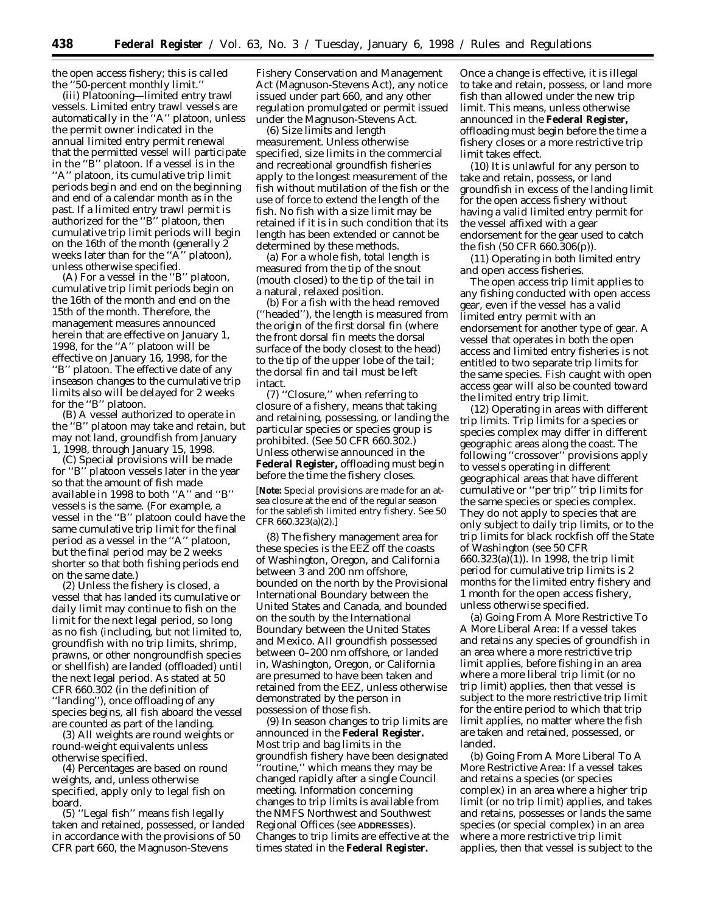the open access fishery; this is called the ''50-percent monthly limit.''

(iii) *Platooning—limited entry trawl vessels.* Limited entry trawl vessels are automatically in the ''A'' platoon, unless the permit owner indicated in the annual limited entry permit renewal that the permitted vessel will participate in the ''B'' platoon. If a vessel is in the ''A'' platoon, its cumulative trip limit periods begin and end on the beginning and end of a calendar month as in the past. If a limited entry trawl permit is authorized for the ''B'' platoon, then cumulative trip limit periods will begin on the 16th of the month (generally 2 weeks later than for the ''A'' platoon), unless otherwise specified.

(A) For a vessel in the ''B'' platoon, cumulative trip limit periods begin on the 16th of the month and end on the 15th of the month. Therefore, the management measures announced herein that are effective on January 1, 1998, for the ''A'' platoon will be effective on January 16, 1998, for the ''B'' platoon. The effective date of any inseason changes to the cumulative trip limits also will be delayed for 2 weeks for the ''B'' platoon.

(B) A vessel authorized to operate in the ''B'' platoon may take and retain, but may not land, groundfish from January 1, 1998, through January 15, 1998.

(C) Special provisions will be made for ''B'' platoon vessels later in the year so that the amount of fish made available in 1998 to both ''A'' and ''B'' vessels is the same. (For example, a vessel in the ''B'' platoon could have the same cumulative trip limit for the final period as a vessel in the ''A'' platoon, but the final period may be 2 weeks shorter so that both fishing periods end on the same date.)

(2) Unless the fishery is closed, a vessel that has landed its cumulative or daily limit may continue to fish on the limit for the next legal period, so long as no fish (including, but not limited to, groundfish with no trip limits, shrimp, prawns, or other nongroundfish species or shellfish) are landed (offloaded) until the next legal period. As stated at 50 CFR 660.302 (in the definition of ''landing''), once offloading of any species begins, all fish aboard the vessel are counted as part of the landing.

(3) All weights are round weights or round-weight equivalents unless otherwise specified.

(4) Percentages are based on round weights, and, unless otherwise specified, apply only to legal fish on board.

(5) ''Legal fish'' means fish legally taken and retained, possessed, or landed in accordance with the provisions of 50 CFR part 660, the Magnuson-Stevens Fishery Conservation and Management Act (Magnuson-Stevens Act), any notice issued under part 660, and any other regulation promulgated or permit issued under the Magnuson-Stevens Act.

(6) *Size limits and length measurement.* Unless otherwise specified, size limits in the commercial and recreational groundfish fisheries apply to the longest measurement of the fish without mutilation of the fish or the use of force to extend the length of the fish. No fish with a size limit may be retained if it is in such condition that its length has been extended or cannot be determined by these methods.

(a) For a whole fish, total length is measured from the tip of the snout (mouth closed) to the tip of the tail in a natural, relaxed position.

(b) For a fish with the head removed (''headed''), the length is measured from the origin of the first dorsal fin (where the front dorsal fin meets the dorsal surface of the body closest to the head) to the tip of the upper lobe of the tail; the dorsal fin and tail must be left intact.

(7) ''Closure,'' when referring to closure of a fishery, means that taking and retaining, possessing, or landing the particular species or species group is prohibited. (See 50 CFR 660.302.) Unless otherwise announced in the **Federal Register,** offloading must begin before the time the fishery closes.

[**Note:** Special provisions are made for an at-sea closure at the end of the regular season for the sablefish limited entry fishery. See 50 CFR 660.323(a)(2).]

(8) The fishery management area for these species is the EEZ off the coasts of Washington, Oregon, and California between 3 and 200 nm offshore, bounded on the north by the Provisional International Boundary between the United States and Canada, and bounded on the south by the International Boundary between the United States and Mexico. All groundfish possessed between 0–200 nm offshore, or landed in, Washington, Oregon, or California are presumed to have been taken and retained from the EEZ, unless otherwise demonstrated by the person in possession of those fish.

(9) In season changes to trip limits are announced in the **Federal Register.** Most trip and bag limits in the groundfish fishery have been designated ''routine,'' which means they may be changed rapidly after a single Council meeting. Information concerning changes to trip limits is available from the NMFS Northwest and Southwest Regional Offices (see **ADDRESSES**). Changes to trip limits are effective at the times stated in the **Federal Register.** Once a change is effective, it is illegal to take and retain, possess, or land more fish than allowed under the new trip limit. This means, unless otherwise announced in the **Federal Register,** offloading must begin before the time a fishery closes or a more restrictive trip limit takes effect.

(10) It is unlawful for any person to take and retain, possess, or land groundfish in excess of the landing limit for the open access fishery without having a valid limited entry permit for the vessel affixed with a gear endorsement for the gear used to catch the fish (50 CFR 660.306(p)).

(11) *Operating in both limited entry and open access fisheries.*

The open access trip limit applies to any fishing conducted with open access gear, even if the vessel has a valid limited entry permit with an endorsement for another type of gear. A vessel that operates in both the open access and limited entry fisheries is not entitled to two separate trip limits for the same species. Fish caught with open access gear will also be counted toward the limited entry trip limit.

(12) *Operating in areas with different trip limits.* Trip limits for a species or species complex may differ in different geographic areas along the coast. The following ''crossover'' provisions apply to vessels operating in different geographical areas that have different cumulative or ''per trip'' trip limits for the same species or species complex. They do not apply to species that are only subject to daily trip limits, or to the trip limits for black rockfish off the State of Washington (see 50 CFR 660.323(a)(1)). In 1998, the trip limit period for cumulative trip limits is 2 months for the limited entry fishery and 1 month for the open access fishery, unless otherwise specified.

(a) *Going From A More Restrictive To A More Liberal Area:* If a vessel takes and retains any species of groundfish in an area where a more restrictive trip limit applies, before fishing in an area where a more liberal trip limit (or no trip limit) applies, then that vessel is subject to the more restrictive trip limit for the entire period to which that trip limit applies, no matter where the fish are taken and retained, possessed, or landed.

(b) *Going From A More Liberal To A More Restrictive Area:* If a vessel takes and retains a species (or species complex) in an area where a higher trip limit (or no trip limit) applies, and takes and retains, possesses or lands the same species (or special complex) in an area where a more restrictive trip limit applies, then that vessel is subject to the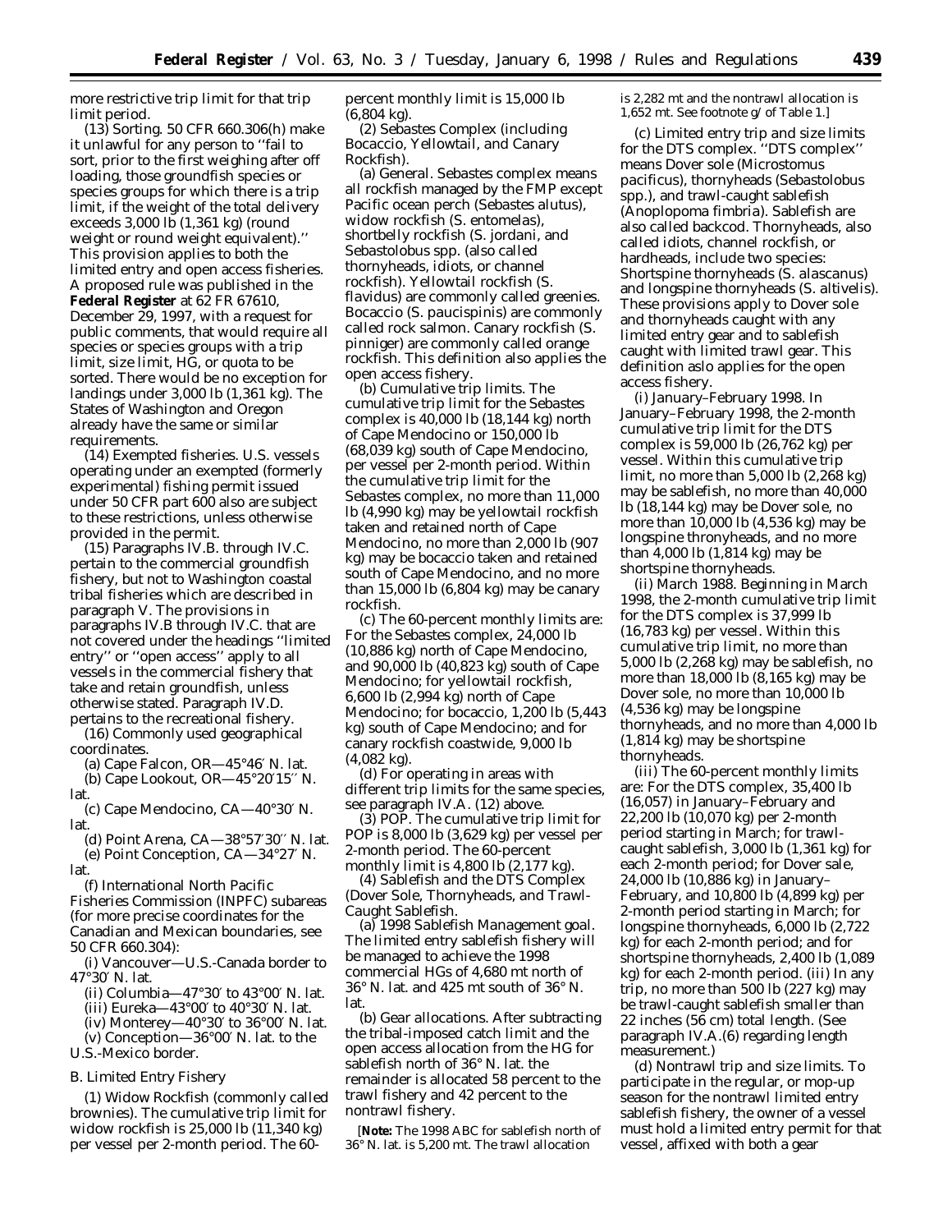more restrictive trip limit for that trip limit period.

(13) *Sorting.* 50 CFR 660.306(h) make it unlawful for any person to ''fail to sort, prior to the first weighing after off loading, those groundfish species or species groups for which there is a trip limit, if the weight of the total delivery exceeds 3,000 lb (1,361 kg) (round weight or round weight equivalent).'' This provision applies to both the limited entry and open access fisheries. A proposed rule was published in the **Federal Register** at 62 FR 67610, December 29, 1997, with a request for public comments, that would require all species or species groups with a trip limit, size limit, HG, or quota to be sorted. There would be no exception for landings under 3,000 lb (1,361 kg). The States of Washington and Oregon already have the same or similar requirements.

(14) *Exempted fisheries.* U.S. vessels operating under an exempted (formerly experimental) fishing permit issued under 50 CFR part 600 also are subject to these restrictions, unless otherwise provided in the permit.

(15) Paragraphs IV.B. through IV.C. pertain to the commercial groundfish fishery, but not to Washington coastal tribal fisheries which are described in paragraph V. The provisions in paragraphs IV.B through IV.C. that are not covered under the headings ''limited entry'' or ''open access'' apply to all vessels in the commercial fishery that take and retain groundfish, unless otherwise stated. Paragraph IV.D. pertains to the recreational fishery.

(16) *Commonly used geographical coordinates.*

(a) Cape Falcon, OR—45°46′ N. lat.

(b) Cape Lookout, OR—45°20′15′′ N. lat.

(c) Cape Mendocino, CA—40°30′ N. lat.

(d) Point Arena, CA—38°57′30′′ N. lat.

(e) Point Conception, CA—34°27′ N. lat.

(f) International North Pacific Fisheries Commission (INPFC) subareas (for more precise coordinates for the Canadian and Mexican boundaries, see 50 CFR 660.304):

(i) Vancouver—U.S.-Canada border to 47°30′ N. lat.

(ii) Columbia—47°30′ to 43°00′ N. lat.

(iii) Eureka—43°00′ to 40°30′ N. lat.

(iv) Monterey—40°30′ to 36°00′ N. lat.

(v) Conception—36°00′ N. lat. to the U.S.-Mexico border.

*B. Limited Entry Fishery*

(1) *Widow Rockfish (commonly called brownies).* The cumulative trip limit for widow rockfish is 25,000 lb (11,340 kg) per vessel per 2-month period. The 60-percent monthly limit is 15,000 lb (6,804 kg).

(2) *Sebastes Complex (including Bocaccio, Yellowtail, and Canary Rockfish).*

(a) *General.* Sebastes complex means all rockfish managed by the FMP except Pacific ocean perch (*Sebastes alutus*), widow rockfish (*S. entomelas*), shortbelly rockfish (*S. jordani*, and *Sebastolobus* spp. (also called thornyheads, idiots, or channel rockfish). Yellowtail rockfish (*S. flavidus*) are commonly called greenies. Bocaccio (*S. paucispinis*) are commonly called rock salmon. Canary rockfish (*S. pinniger*) are commonly called orange rockfish. This definition also applies the open access fishery.

(b) *Cumulative trip limits.* The cumulative trip limit for the Sebastes complex is 40,000 lb (18,144 kg) north of Cape Mendocino or 150,000 lb (68,039 kg) south of Cape Mendocino, per vessel per 2-month period. Within the cumulative trip limit for the Sebastes complex, no more than 11,000 lb (4,990 kg) may be yellowtail rockfish taken and retained north of Cape Mendocino, no more than 2,000 lb (907 kg) may be bocaccio taken and retained south of Cape Mendocino, and no more than 15,000 lb (6,804 kg) may be canary rockfish.

(c) The 60-percent monthly limits are: For the Sebastes complex, 24,000 lb (10,886 kg) north of Cape Mendocino, and 90,000 lb (40,823 kg) south of Cape Mendocino; for yellowtail rockfish, 6,600 lb (2,994 kg) north of Cape Mendocino; for bocaccio, 1,200 lb (5,443 kg) south of Cape Mendocino; and for canary rockfish coastwide, 9,000 lb (4,082 kg).

(d) For operating in areas with different trip limits for the same species, see paragraph IV.A. (12) above.

(3) *POP.* The cumulative trip limit for POP is 8,000 lb (3,629 kg) per vessel per 2-month period. The 60-percent monthly limit is 4,800 lb (2,177 kg).

(4) *Sablefish and the DTS Complex (Dover Sole, Thornyheads, and Trawl-Caught Sablefish.*

(a) *1998 Sablefish Management goal.* The limited entry sablefish fishery will be managed to achieve the 1998 commercial HGs of 4,680 mt north of 36° N. lat. and 425 mt south of 36° N. lat.

(b) *Gear allocations.* After subtracting the tribal-imposed catch limit and the open access allocation from the HG for sablefish north of 36° N. lat. the remainder is allocated 58 percent to the trawl fishery and 42 percent to the nontrawl fishery.

[**Note:** The 1998 ABC for sablefish north of 36° N. lat. is 5,200 mt. The trawl allocation is 2,282 mt and the nontrawl allocation is 1,652 mt. See footnote g/ of Table 1.]

(c) *Limited entry trip and size limits for the DTS complex.* ''DTS complex'' means Dover sole (*Microstomus pacificus*), thornyheads (*Sebastolobus* spp.), and trawl-caught sablefish (*Anoplopoma fimbria*). Sablefish are also called backcod. Thornyheads, also called idiots, channel rockfish, or hardheads, include two species: Shortspine thornyheads (*S. alascanus*) and longspine thornyheads (*S. altivelis*). These provisions apply to Dover sole and thornyheads caught with any limited entry gear and to sablefish caught with limited trawl gear. This definition aslo applies for the open access fishery.

(i) *January–February 1998.* In January–February 1998, the 2-month cumulative trip limit for the DTS complex is 59,000 lb (26,762 kg) per vessel. Within this cumulative trip limit, no more than 5,000 lb (2,268 kg) may be sablefish, no more than 40,000 lb (18,144 kg) may be Dover sole, no more than 10,000 lb (4,536 kg) may be longspine thronyheads, and no more than 4,000 lb (1,814 kg) may be shortspine thornyheads.

(ii) *March 1988.* Beginning in March 1998, the 2-month cumulative trip limit for the DTS complex is 37,999 lb (16,783 kg) per vessel. Within this cumulative trip limit, no more than 5,000 lb (2,268 kg) may be sablefish, no more than 18,000 lb (8,165 kg) may be Dover sole, no more than 10,000 lb (4,536 kg) may be longspine thornyheads, and no more than 4,000 lb (1,814 kg) may be shortspine thornyheads.

(iii) The 60-percent monthly limits are: For the DTS complex, 35,400 lb (16,057) in January–February and 22,200 lb (10,070 kg) per 2-month period starting in March; for trawl-caught sablefish, 3,000 lb (1,361 kg) for each 2-month period; for Dover sale, 24,000 lb (10,886 kg) in January–February, and 10,800 lb (4,899 kg) per 2-month period starting in March; for longspine thornyheads, 6,000 lb (2,722 kg) for each 2-month period; and for shortspine thornyheads, 2,400 lb (1,089 kg) for each 2-month period. (iii) In any trip, no more than 500 lb (227 kg) may be trawl-caught sablefish smaller than 22 inches (56 cm) total length. (See paragraph IV.A.(6) regarding length measurement.)

(d) *Nontrawl trip and size limits.* To participate in the regular, or mop-up season for the nontrawl limited entry sablefish fishery, the owner of a vessel must hold a limited entry permit for that vessel, affixed with both a gear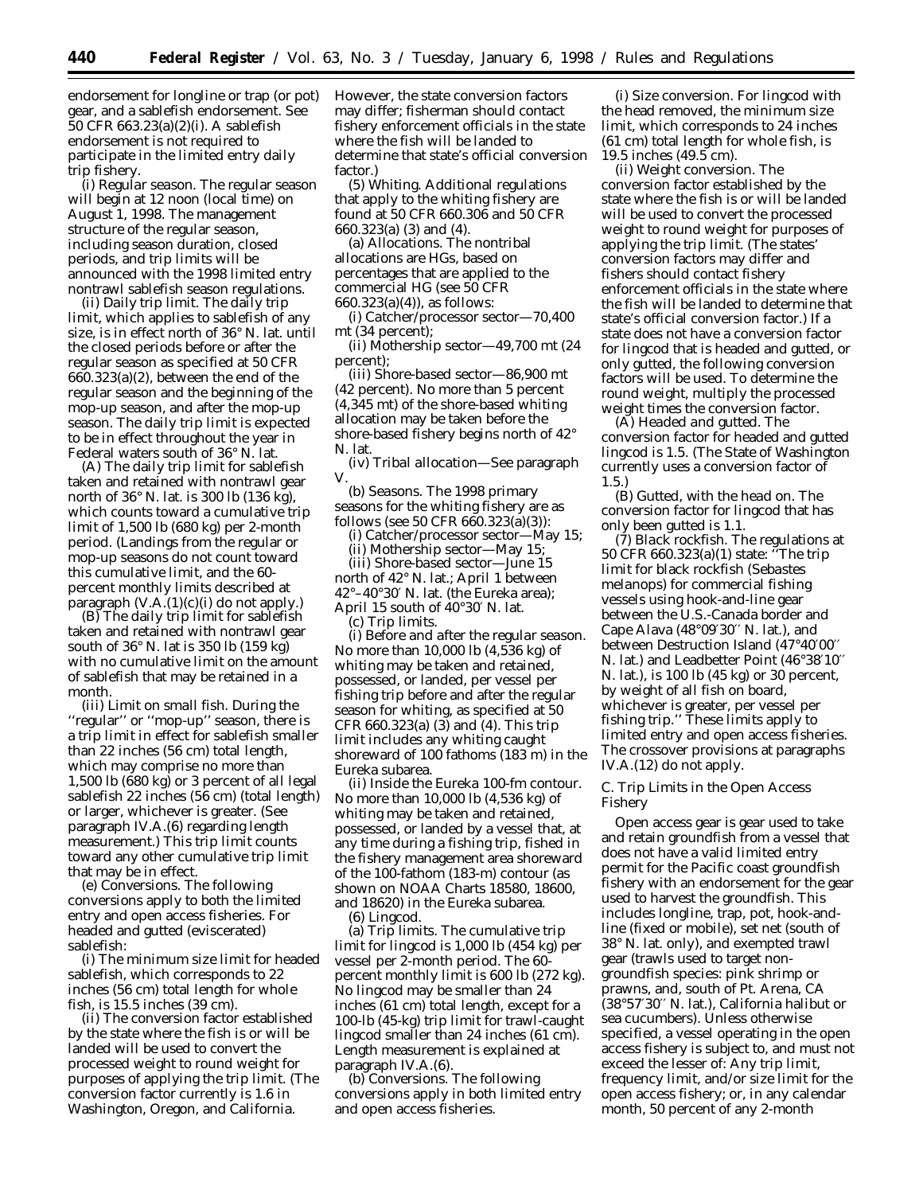endorsement for longline or trap (or pot) gear, and a sablefish endorsement. See 50 CFR 663.23(a)(2)(i). A sablefish endorsement is not required to participate in the limited entry daily trip fishery.

(i) *Regular season.* The regular season will begin at 12 noon (local time) on August 1, 1998. The management structure of the regular season, including season duration, closed periods, and trip limits will be announced with the 1998 limited entry nontrawl sablefish season regulations.

(ii) *Daily trip limit.* The daily trip limit, which applies to sablefish of any size, is in effect north of 36° N. lat. until the closed periods before or after the regular season as specified at 50 CFR 660.323(a)(2), between the end of the regular season and the beginning of the mop-up season, and after the mop-up season. The daily trip limit is expected to be in effect throughout the year in Federal waters south of 36° N. lat.

(A) The daily trip limit for sablefish taken and retained with nontrawl gear north of 36° N. lat. is 300 lb (136 kg), which counts toward a cumulative trip limit of 1,500 lb (680 kg) per 2-month period. (Landings from the regular or mop-up seasons do not count toward this cumulative limit, and the 60-percent monthly limits described at paragraph (V.A.(1)(c)(i) do not apply.)

(B) The daily trip limit for sablefish taken and retained with nontrawl gear south of 36° N. lat is 350 lb (159 kg) with no cumulative limit on the amount of sablefish that may be retained in a month.

(iii) *Limit on small fish.* During the ''regular'' or ''mop-up'' season, there is a trip limit in effect for sablefish smaller than 22 inches (56 cm) total length, which may comprise no more than 1,500 lb (680 kg) or 3 percent of all legal sablefish 22 inches (56 cm) (total length) or larger, whichever is greater. (See paragraph IV.A.(6) regarding length measurement.) This trip limit counts toward any other cumulative trip limit that may be in effect.

(e) *Conversions.* The following conversions apply to both the limited entry and open access fisheries. For headed and gutted (eviscerated) sablefish:

(i) The minimum size limit for headed sablefish, which corresponds to 22 inches (56 cm) total length for whole fish, is 15.5 inches (39 cm).

(ii) The conversion factor established by the state where the fish is or will be landed will be used to convert the processed weight to round weight for purposes of applying the trip limit. (The conversion factor currently is 1.6 in Washington, Oregon, and California. However, the state conversion factors may differ; fisherman should contact fishery enforcement officials in the state where the fish will be landed to determine that state's official conversion factor.)

(5) *Whiting.* Additional regulations that apply to the whiting fishery are found at 50 CFR 660.306 and 50 CFR 660.323(a) (3) and (4).

(a) *Allocations.* The nontribal allocations are HGs, based on percentages that are applied to the commercial HG (see 50 CFR 660.323(a)(4)), as follows:

(i) Catcher/processor sector—70,400 mt (34 percent);

(ii) Mothership sector—49,700 mt (24 percent);

(iii) Shore-based sector—86,900 mt (42 percent). No more than 5 percent (4,345 mt) of the shore-based whiting allocation may be taken before the shore-based fishery begins north of 42° N. lat.

(iv) Tribal allocation—See paragraph V.

(b) *Seasons.* The 1998 primary seasons for the whiting fishery are as follows (see 50 CFR 660.323(a)(3)):

(i) Catcher/processor sector—May 15;

(ii) Mothership sector—May 15;

(iii) Shore-based sector—June 15 north of 42° N. lat.; April 1 between 42°–40°30′ N. lat. (the Eureka area); April 15 south of 40°30′ N. lat.

(c) *Trip limits.*

(i) *Before and after the regular season.* No more than 10,000 lb (4,536 kg) of whiting may be taken and retained, possessed, or landed, per vessel per fishing trip before and after the regular season for whiting, as specified at 50 CFR 660.323(a) (3) and (4). This trip limit includes any whiting caught shoreward of 100 fathoms (183 m) in the Eureka subarea.

(ii) *Inside the Eureka 100-fm contour.* No more than 10,000 lb (4,536 kg) of whiting may be taken and retained, possessed, or landed by a vessel that, at any time during a fishing trip, fished in the fishery management area shoreward of the 100-fathom (183-m) contour (as shown on NOAA Charts 18580, 18600, and 18620) in the Eureka subarea.

(6) *Lingcod.*

(a) *Trip limits.* The cumulative trip limit for lingcod is 1,000 lb (454 kg) per vessel per 2-month period. The 60-percent monthly limit is 600 lb (272 kg). No lingcod may be smaller than 24 inches (61 cm) total length, except for a 100-lb (45-kg) trip limit for trawl-caught lingcod smaller than 24 inches (61 cm). Length measurement is explained at paragraph IV.A.(6).

(b) *Conversions.* The following conversions apply in both limited entry and open access fisheries.

(i) *Size conversion.* For lingcod with the head removed, the minimum size limit, which corresponds to 24 inches (61 cm) total length for whole fish, is 19.5 inches (49.5 cm).

(ii) *Weight conversion.* The conversion factor established by the state where the fish is or will be landed will be used to convert the processed weight to round weight for purposes of applying the trip limit. (The states' conversion factors may differ and fishers should contact fishery enforcement officials in the state where the fish will be landed to determine that state's official conversion factor.) If a state does not have a conversion factor for lingcod that is headed and gutted, or only gutted, the following conversion factors will be used. To determine the round weight, multiply the processed weight times the conversion factor.

(A) *Headed and gutted.* The conversion factor for headed and gutted lingcod is 1.5. (The State of Washington currently uses a conversion factor of 1.5.)

(B) *Gutted, with the head on.* The conversion factor for lingcod that has only been gutted is 1.1.

(7) *Black rockfish.* The regulations at 50 CFR 660.323(a)(1) state: ''The trip limit for black rockfish (*Sebastes melanops*) for commercial fishing vessels using hook-and-line gear between the U.S.-Canada border and Cape Alava (48°09′30″ N. lat.), and between Destruction Island (47°40′00″ N. lat.) and Leadbetter Point (46°38′10″ N. lat.), is 100 lb (45 kg) or 30 percent, by weight of all fish on board, whichever is greater, per vessel per fishing trip.'' These limits apply to limited entry and open access fisheries. The crossover provisions at paragraphs IV.A.(12) do not apply.

## C. Trip Limits in the Open Access Fishery

Open access gear is gear used to take and retain groundfish from a vessel that does not have a valid limited entry permit for the Pacific coast groundfish fishery with an endorsement for the gear used to harvest the groundfish. This includes longline, trap, pot, hook-and-line (fixed or mobile), set net (south of 38° N. lat. only), and exempted trawl gear (trawls used to target non-groundfish species: pink shrimp or prawns, and, south of Pt. Arena, CA (38°57′30″ N. lat.), California halibut or sea cucumbers). Unless otherwise specified, a vessel operating in the open access fishery is subject to, and must not exceed the lesser of: Any trip limit, frequency limit, and/or size limit for the open access fishery; or, in any calendar month, 50 percent of any 2-month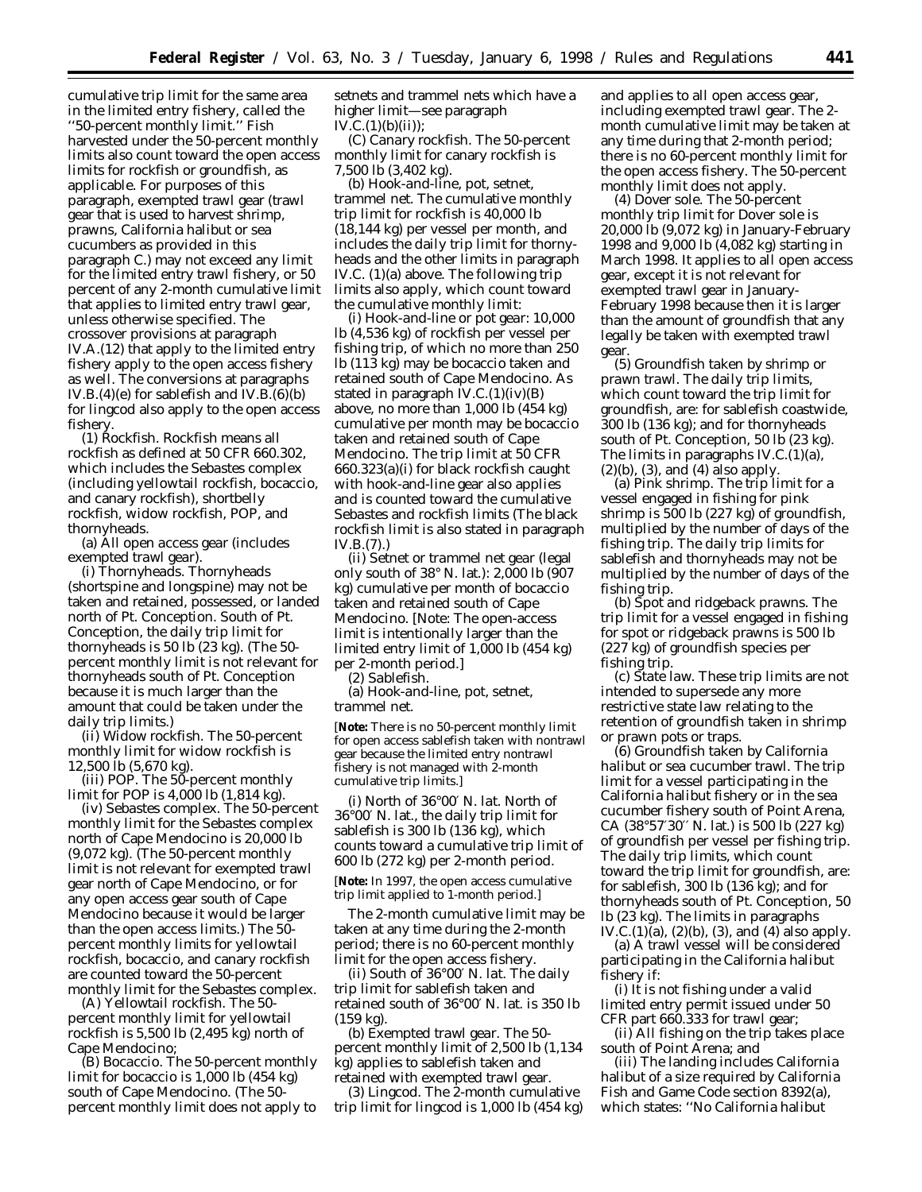cumulative trip limit for the same area in the limited entry fishery, called the ''50-percent monthly limit.'' Fish harvested under the 50-percent monthly limits also count toward the open access limits for rockfish or groundfish, as applicable. For purposes of this paragraph, exempted trawl gear (trawl gear that is used to harvest shrimp, prawns, California halibut or sea cucumbers as provided in this paragraph C.) may not exceed any limit for the limited entry trawl fishery, or 50 percent of any 2-month cumulative limit that applies to limited entry trawl gear, unless otherwise specified. The crossover provisions at paragraph IV.A.(12) that apply to the limited entry fishery apply to the open access fishery as well. The conversions at paragraphs IV.B.(4)(e) for sablefish and IV.B.(6)(b) for lingcod also apply to the open access fishery.

(1) *Rockfish.* Rockfish means all rockfish as defined at 50 CFR 660.302, which includes the *Sebastes* complex (including yellowtail rockfish, bocaccio, and canary rockfish), shortbelly rockfish, widow rockfish, POP, and thornyheads.

(a) *All open access gear (includes exempted trawl gear).*

(i) *Thornyheads.* Thornyheads (shortspine and longspine) may not be taken and retained, possessed, or landed north of Pt. Conception. South of Pt. Conception, the daily trip limit for thornyheads is 50 lb (23 kg). (The 50-percent monthly limit is not relevant for thornyheads south of Pt. Conception because it is much larger than the amount that could be taken under the daily trip limits.)

(ii) *Widow rockfish.* The 50-percent monthly limit for widow rockfish is 12,500 lb (5,670 kg).

(iii) *POP.* The 50-percent monthly limit for POP is 4,000 lb (1,814 kg).

(iv) *Sebastes complex.* The 50-percent monthly limit for the *Sebastes* complex north of Cape Mendocino is 20,000 lb (9,072 kg). (The 50-percent monthly limit is not relevant for exempted trawl gear north of Cape Mendocino, or for any open access gear south of Cape Mendocino because it would be larger than the open access limits.) The 50-percent monthly limits for yellowtail rockfish, bocaccio, and canary rockfish are counted toward the 50-percent monthly limit for the *Sebastes* complex.

(A) *Yellowtail rockfish.* The 50-percent monthly limit for yellowtail rockfish is 5,500 lb (2,495 kg) north of Cape Mendocino;

(B) *Bocaccio.* The 50-percent monthly limit for bocaccio is 1,000 lb (454 kg) south of Cape Mendocino. (The 50-percent monthly limit does not apply to setnets and trammel nets which have a higher limit—see paragraph IV.C.(1)(b)(ii));

(C) *Canary rockfish.* The 50-percent monthly limit for canary rockfish is 7,500 lb (3,402 kg).

(b) *Hook-and-line, pot, setnet, trammel net.* The cumulative monthly trip limit for rockfish is 40,000 lb (18,144 kg) per vessel per month, and includes the daily trip limit for thornyheads and the other limits in paragraph IV.C. (1)(a) above. The following trip limits also apply, which count toward the cumulative monthly limit:

(i) *Hook-and-line or pot gear:* 10,000 lb (4,536 kg) of rockfish per vessel per fishing trip, of which no more than 250 lb (113 kg) may be bocaccio taken and retained south of Cape Mendocino. As stated in paragraph IV.C.(1)(iv)(B) above, no more than 1,000 lb (454 kg) cumulative per month may be bocaccio taken and retained south of Cape Mendocino. The trip limit at 50 CFR 660.323(a)(i) for black rockfish caught with hook-and-line gear also applies and is counted toward the cumulative *Sebastes* and rockfish limits (The black rockfish limit is also stated in paragraph IV.B.(7).)

(ii) *Setnet or trammel net gear (legal only south of 38° N. lat.):* 2,000 lb (907 kg) cumulative per month of bocaccio taken and retained south of Cape Mendocino. [Note: The open-access limit is intentionally larger than the limited entry limit of 1,000 lb (454 kg) per 2-month period.]

(2) *Sablefish.*

(a) *Hook-and-line, pot, setnet, trammel net.*

[**Note:** There is no 50-percent monthly limit for open access sablefish taken with nontrawl gear because the limited entry nontrawl fishery is not managed with 2-month cumulative trip limits.]

(i) *North of 36°00′ N. lat.* North of 36°00′ N. lat., the daily trip limit for sablefish is 300 lb (136 kg), which counts toward a cumulative trip limit of 600 lb (272 kg) per 2-month period.

[**Note:** In 1997, the open access cumulative trip limit applied to 1-month period.]

The 2-month cumulative limit may be taken at any time during the 2-month period; there is no 60-percent monthly limit for the open access fishery.

(ii) *South of 36°00′ N. lat.* The daily trip limit for sablefish taken and retained south of 36°00′ N. lat. is 350 lb (159 kg).

(b) *Exempted trawl gear.* The 50-percent monthly limit of 2,500 lb (1,134 kg) applies to sablefish taken and retained with exempted trawl gear.

(3) *Lingcod.* The 2-month cumulative trip limit for lingcod is 1,000 lb (454 kg) and applies to all open access gear, including exempted trawl gear. The 2-month cumulative limit may be taken at any time during that 2-month period; there is no 60-percent monthly limit for the open access fishery. The 50-percent monthly limit does not apply.

(4) *Dover sole.* The 50-percent monthly trip limit for Dover sole is 20,000 lb (9,072 kg) in January-February 1998 and 9,000 lb (4,082 kg) starting in March 1998. It applies to all open access gear, except it is not relevant for exempted trawl gear in January-February 1998 because then it is larger than the amount of groundfish that any legally be taken with exempted trawl gear.

(5) *Groundfish taken by shrimp or prawn trawl.* The daily trip limits, which count toward the trip limit for groundfish, are: for sablefish coastwide, 300 lb (136 kg); and for thornyheads south of Pt. Conception, 50 lb (23 kg). The limits in paragraphs IV.C.(1)(a), (2)(b), (3), and (4) also apply.

(a) *Pink shrimp.* The trip limit for a vessel engaged in fishing for pink shrimp is 500 lb (227 kg) of groundfish, multiplied by the number of days of the fishing trip. The daily trip limits for sablefish and thornyheads may not be multiplied by the number of days of the fishing trip.

(b) *Spot and ridgeback prawns.* The trip limit for a vessel engaged in fishing for spot or ridgeback prawns is 500 lb (227 kg) of groundfish species per fishing trip.

(c) *State law.* These trip limits are not intended to supersede any more restrictive state law relating to the retention of groundfish taken in shrimp or prawn pots or traps.

(6) *Groundfish taken by California halibut or sea cucumber trawl.* The trip limit for a vessel participating in the California halibut fishery or in the sea cucumber fishery south of Point Arena, CA (38°57′30″ N. lat.) is 500 lb (227 kg) of groundfish per vessel per fishing trip. The daily trip limits, which count toward the trip limit for groundfish, are: for sablefish, 300 lb (136 kg); and for thornyheads south of Pt. Conception, 50 lb (23 kg). The limits in paragraphs IV.C.(1)(a), (2)(b), (3), and (4) also apply.

(a) A trawl vessel will be considered participating in the California halibut fishery if:

(i) It is not fishing under a valid limited entry permit issued under 50 CFR part 660.333 for trawl gear;

(ii) All fishing on the trip takes place south of Point Arena; and

(iii) The landing includes California halibut of a size required by California Fish and Game Code section 8392(a), which states: ''No California halibut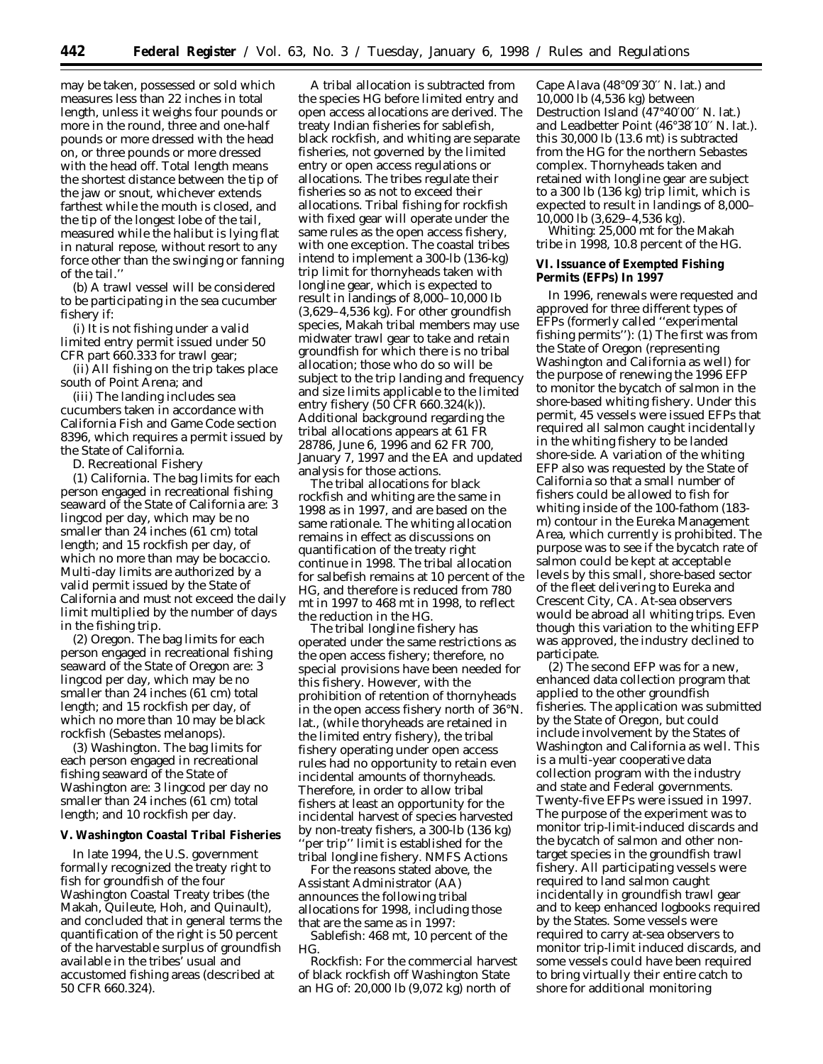may be taken, possessed or sold which measures less than 22 inches in total length, unless it weighs four pounds or more in the round, three and one-half pounds or more dressed with the head on, or three pounds or more dressed with the head off. Total length means the shortest distance between the tip of the jaw or snout, whichever extends farthest while the mouth is closed, and the tip of the longest lobe of the tail, measured while the halibut is lying flat in natural repose, without resort to any force other than the swinging or fanning of the tail.''

(b) A trawl vessel will be considered to be participating in the sea cucumber fishery if:

(i) It is not fishing under a valid limited entry permit issued under 50 CFR part 660.333 for trawl gear;

(ii) All fishing on the trip takes place south of Point Arena; and

(iii) The landing includes sea cucumbers taken in accordance with California Fish and Game Code section 8396, which requires a permit issued by the State of California.

D. Recreational Fishery

(1) *California.* The bag limits for each person engaged in recreational fishing seaward of the State of California are: 3 lingcod per day, which may be no smaller than 24 inches (61 cm) total length; and 15 rockfish per day, of which no more than may be bocaccio. Multi-day limits are authorized by a valid permit issued by the State of California and must not exceed the daily limit multiplied by the number of days in the fishing trip.

(2) *Oregon.* The bag limits for each person engaged in recreational fishing seaward of the State of Oregon are: 3 lingcod per day, which may be no smaller than 24 inches (61 cm) total length; and 15 rockfish per day, of which no more than 10 may be black rockfish (*Sebastes melanops*).

(3) *Washington.* The bag limits for each person engaged in recreational fishing seaward of the State of Washington are: 3 lingcod per day no smaller than 24 inches (61 cm) total length; and 10 rockfish per day.

## V. Washington Coastal Tribal Fisheries

In late 1994, the U.S. government formally recognized the treaty right to fish for groundfish of the four Washington Coastal Treaty tribes (the Makah, Quileute, Hoh, and Quinault), and concluded that in general terms the quantification of the right is 50 percent of the harvestable surplus of groundfish available in the tribes' usual and accustomed fishing areas (described at 50 CFR 660.324).

A tribal allocation is subtracted from the species HG before limited entry and open access allocations are derived. The treaty Indian fisheries for sablefish, black rockfish, and whiting are separate fisheries, not governed by the limited entry or open access regulations or allocations. The tribes regulate their fisheries so as not to exceed their allocations. Tribal fishing for rockfish with fixed gear will operate under the same rules as the open access fishery, with one exception. The coastal tribes intend to implement a 300-lb (136-kg) trip limit for thornyheads taken with longline gear, which is expected to result in landings of 8,000–10,000 lb (3,629–4,536 kg). For other groundfish species, Makah tribal members may use midwater trawl gear to take and retain groundfish for which there is no tribal allocation; those who do so will be subject to the trip landing and frequency and size limits applicable to the limited entry fishery (50 CFR 660.324(k)). Additional background regarding the tribal allocations appears at 61 FR 28786, June 6, 1996 and 62 FR 700, January 7, 1997 and the EA and updated analysis for those actions.

The tribal allocations for black rockfish and whiting are the same in 1998 as in 1997, and are based on the same rationale. The whiting allocation remains in effect as discussions on quantification of the treaty right continue in 1998. The tribal allocation for salbefish remains at 10 percent of the HG, and therefore is reduced from 780 mt in 1997 to 468 mt in 1998, to reflect the reduction in the HG.

The tribal longline fishery has operated under the same restrictions as the open access fishery; therefore, no special provisions have been needed for this fishery. However, with the prohibition of retention of thornyheads in the open access fishery north of 36°N. lat., (while thoryheads are retained in the limited entry fishery), the tribal fishery operating under open access rules had no opportunity to retain even incidental amounts of thornyheads. Therefore, in order to allow tribal fishers at least an opportunity for the incidental harvest of species harvested by non-treaty fishers, a 300-lb (136 kg) ''per trip'' limit is established for the tribal longline fishery. NMFS Actions

For the reasons stated above, the Assistant Administrator (AA) announces the following tribal allocations for 1998, including those that are the same as in 1997:

*Sablefish:* 468 mt, 10 percent of the HG.

*Rockfish:* For the commercial harvest of black rockfish off Washington State an HG of: 20,000 lb (9,072 kg) north of Cape Alava (48°09′30″ N. lat.) and 10,000 lb (4,536 kg) between Destruction Island (47°40′00″ N. lat.) and Leadbetter Point (46°38′10″ N. lat.). this 30,000 lb (13.6 mt) is subtracted from the HG for the northern *Sebastes* complex. Thornyheads taken and retained with longline gear are subject to a 300 lb (136 kg) trip limit, which is expected to result in landings of 8,000–10,000 lb (3,629–4,536 kg).

*Whiting:* 25,000 mt for the Makah tribe in 1998, 10.8 percent of the HG.

## VI. Issuance of Exempted Fishing Permits (EFPs) In 1997

In 1996, renewals were requested and approved for three different types of EFPs (formerly called ''experimental fishing permits''): (1) The first was from the State of Oregon (representing Washington and California as well) for the purpose of renewing the 1996 EFP to monitor the bycatch of salmon in the shore-based whiting fishery. Under this permit, 45 vessels were issued EFPs that required all salmon caught incidentally in the whiting fishery to be landed shore-side. A variation of the whiting EFP also was requested by the State of California so that a small number of fishers could be allowed to fish for whiting inside of the 100-fathom (183-m) contour in the Eureka Management Area, which currently is prohibited. The purpose was to see if the bycatch rate of salmon could be kept at acceptable levels by this small, shore-based sector of the fleet delivering to Eureka and Crescent City, CA. At-sea observers would be abroad all whiting trips. Even though this variation to the whiting EFP was approved, the industry declined to participate.

(2) The second EFP was for a new, enhanced data collection program that applied to the other groundfish fisheries. The application was submitted by the State of Oregon, but could include involvement by the States of Washington and California as well. This is a multi-year cooperative data collection program with the industry and state and Federal governments. Twenty-five EFPs were issued in 1997. The purpose of the experiment was to monitor trip-limit-induced discards and the bycatch of salmon and other non-target species in the groundfish trawl fishery. All participating vessels were required to land salmon caught incidentally in groundfish trawl gear and to keep enhanced logbooks required by the States. Some vessels were required to carry at-sea observers to monitor trip-limit induced discards, and some vessels could have been required to bring virtually their entire catch to shore for additional monitoring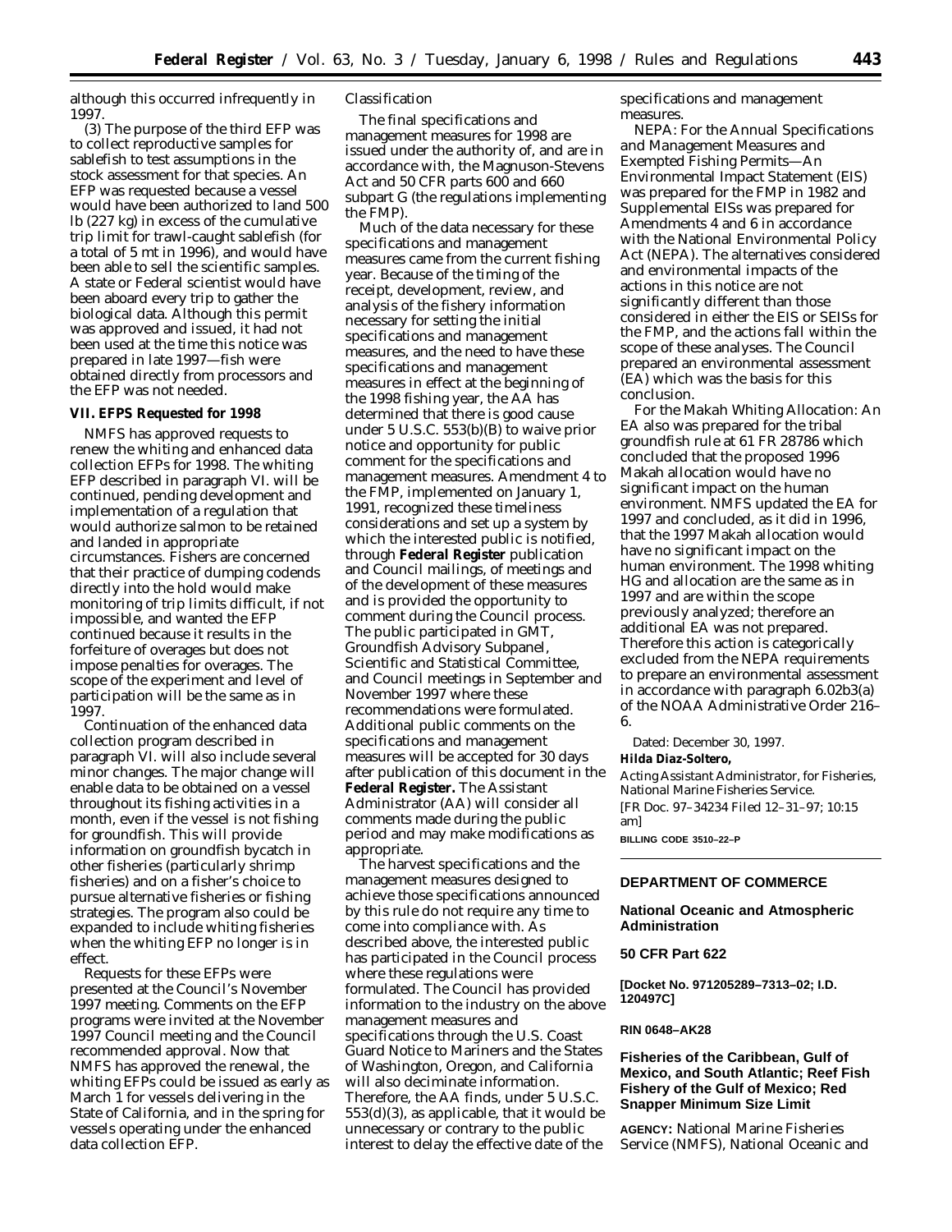although this occurred infrequently in 1997.

(3) The purpose of the third EFP was to collect reproductive samples for sablefish to test assumptions in the stock assessment for that species. An EFP was requested because a vessel would have been authorized to land 500 lb (227 kg) in excess of the cumulative trip limit for trawl-caught sablefish (for a total of 5 mt in 1996), and would have been able to sell the scientific samples. A state or Federal scientist would have been aboard every trip to gather the biological data. Although this permit was approved and issued, it had not been used at the time this notice was prepared in late 1997—fish were obtained directly from processors and the EFP was not needed.

**VII. EFPS Requested for 1998**

NMFS has approved requests to renew the whiting and enhanced data collection EFPs for 1998. The whiting EFP described in paragraph VI. will be continued, pending development and implementation of a regulation that would authorize salmon to be retained and landed in appropriate circumstances. Fishers are concerned that their practice of dumping codends directly into the hold would make monitoring of trip limits difficult, if not impossible, and wanted the EFP continued because it results in the forfeiture of overages but does not impose penalties for overages. The scope of the experiment and level of participation will be the same as in 1997.

Continuation of the enhanced data collection program described in paragraph VI. will also include several minor changes. The major change will enable data to be obtained on a vessel throughout its fishing activities in a month, even if the vessel is not fishing for groundfish. This will provide information on groundfish bycatch in other fisheries (particularly shrimp fisheries) and on a fisher's choice to pursue alternative fisheries or fishing strategies. The program also could be expanded to include whiting fisheries when the whiting EFP no longer is in effect.

Requests for these EFPs were presented at the Council's November 1997 meeting. Comments on the EFP programs were invited at the November 1997 Council meeting and the Council recommended approval. Now that NMFS has approved the renewal, the whiting EFPs could be issued as early as March 1 for vessels delivering in the State of California, and in the spring for vessels operating under the enhanced data collection EFP.

Classification

The final specifications and management measures for 1998 are issued under the authority of, and are in accordance with, the Magnuson-Stevens Act and 50 CFR parts 600 and 660 subpart G (the regulations implementing the FMP).

Much of the data necessary for these specifications and management measures came from the current fishing year. Because of the timing of the receipt, development, review, and analysis of the fishery information necessary for setting the initial specifications and management measures, and the need to have these specifications and management measures in effect at the beginning of the 1998 fishing year, the AA has determined that there is good cause under 5 U.S.C. 553(b)(B) to waive prior notice and opportunity for public comment for the specifications and management measures. Amendment 4 to the FMP, implemented on January 1, 1991, recognized these timeliness considerations and set up a system by which the interested public is notified, through **Federal Register** publication and Council mailings, of meetings and of the development of these measures and is provided the opportunity to comment during the Council process. The public participated in GMT, Groundfish Advisory Subpanel, Scientific and Statistical Committee, and Council meetings in September and November 1997 where these recommendations were formulated. Additional public comments on the specifications and management measures will be accepted for 30 days after publication of this document in the **Federal Register.** The Assistant Administrator (AA) will consider all comments made during the public period and may make modifications as appropriate.

The harvest specifications and the management measures designed to achieve those specifications announced by this rule do not require any time to come into compliance with. As described above, the interested public has participated in the Council process where these regulations were formulated. The Council has provided information to the industry on the above management measures and specifications through the U.S. Coast Guard Notice to Mariners and the States of Washington, Oregon, and California will also deciminate information. Therefore, the AA finds, under 5 U.S.C. 553(d)(3), as applicable, that it would be unnecessary or contrary to the public interest to delay the effective date of the specifications and management measures.

NEPA: For the Annual Specifications and Management Measures and Exempted Fishing Permits—An Environmental Impact Statement (EIS) was prepared for the FMP in 1982 and Supplemental EISs was prepared for Amendments 4 and 6 in accordance with the National Environmental Policy Act (NEPA). The alternatives considered and environmental impacts of the actions in this notice are not significantly different than those considered in either the EIS or SEISs for the FMP, and the actions fall within the scope of these analyses. The Council prepared an environmental assessment (EA) which was the basis for this conclusion.

For the Makah Whiting Allocation: An EA also was prepared for the tribal groundfish rule at 61 FR 28786 which concluded that the proposed 1996 Makah allocation would have no significant impact on the human environment. NMFS updated the EA for 1997 and concluded, as it did in 1996, that the 1997 Makah allocation would have no significant impact on the human environment. The 1998 whiting HG and allocation are the same as in 1997 and are within the scope previously analyzed; therefore an additional EA was not prepared. Therefore this action is categorically excluded from the NEPA requirements to prepare an environmental assessment in accordance with paragraph 6.02b3(a) of the NOAA Administrative Order 216–6.

Dated: December 30, 1997.

**Hilda Diaz-Soltero,**

*Acting Assistant Administrator, for Fisheries, National Marine Fisheries Service.*

[FR Doc. 97–34234 Filed 12–31–97; 10:15 am]

**BILLING CODE 3510–22–P**

---

**DEPARTMENT OF COMMERCE**

**National Oceanic and Atmospheric Administration**

**50 CFR Part 622**

**[Docket No. 971205289–7313–02; I.D. 120497C]**

**RIN 0648–AK28**

**Fisheries of the Caribbean, Gulf of Mexico, and South Atlantic; Reef Fish Fishery of the Gulf of Mexico; Red Snapper Minimum Size Limit**

**AGENCY:** National Marine Fisheries Service (NMFS), National Oceanic and